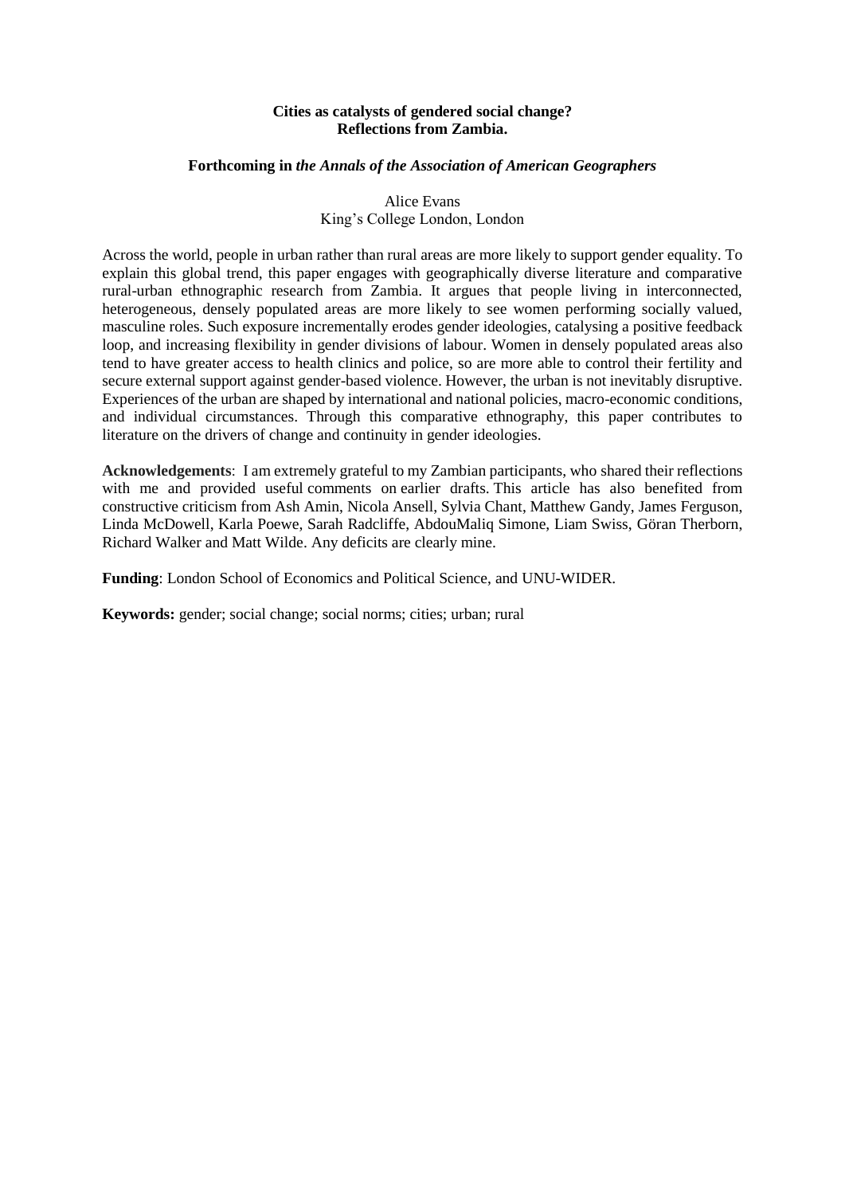# Cities as catalysts of gendered social change? Reflections from Zambia.

**Forthcoming in *the Annals of the Association of American Geographers***

Alice Evans
King's College London, London

Across the world, people in urban rather than rural areas are more likely to support gender equality. To explain this global trend, this paper engages with geographically diverse literature and comparative rural-urban ethnographic research from Zambia. It argues that people living in interconnected, heterogeneous, densely populated areas are more likely to see women performing socially valued, masculine roles. Such exposure incrementally erodes gender ideologies, catalysing a positive feedback loop, and increasing flexibility in gender divisions of labour. Women in densely populated areas also tend to have greater access to health clinics and police, so are more able to control their fertility and secure external support against gender-based violence. However, the urban is not inevitably disruptive. Experiences of the urban are shaped by international and national policies, macro-economic conditions, and individual circumstances. Through this comparative ethnography, this paper contributes to literature on the drivers of change and continuity in gender ideologies.

**Acknowledgements**: I am extremely grateful to my Zambian participants, who shared their reflections with me and provided useful comments on earlier drafts. This article has also benefited from constructive criticism from Ash Amin, Nicola Ansell, Sylvia Chant, Matthew Gandy, James Ferguson, Linda McDowell, Karla Poewe, Sarah Radcliffe, AbdouMaliq Simone, Liam Swiss, Göran Therborn, Richard Walker and Matt Wilde. Any deficits are clearly mine.

**Funding**: London School of Economics and Political Science, and UNU-WIDER.

**Keywords:** gender; social change; social norms; cities; urban; rural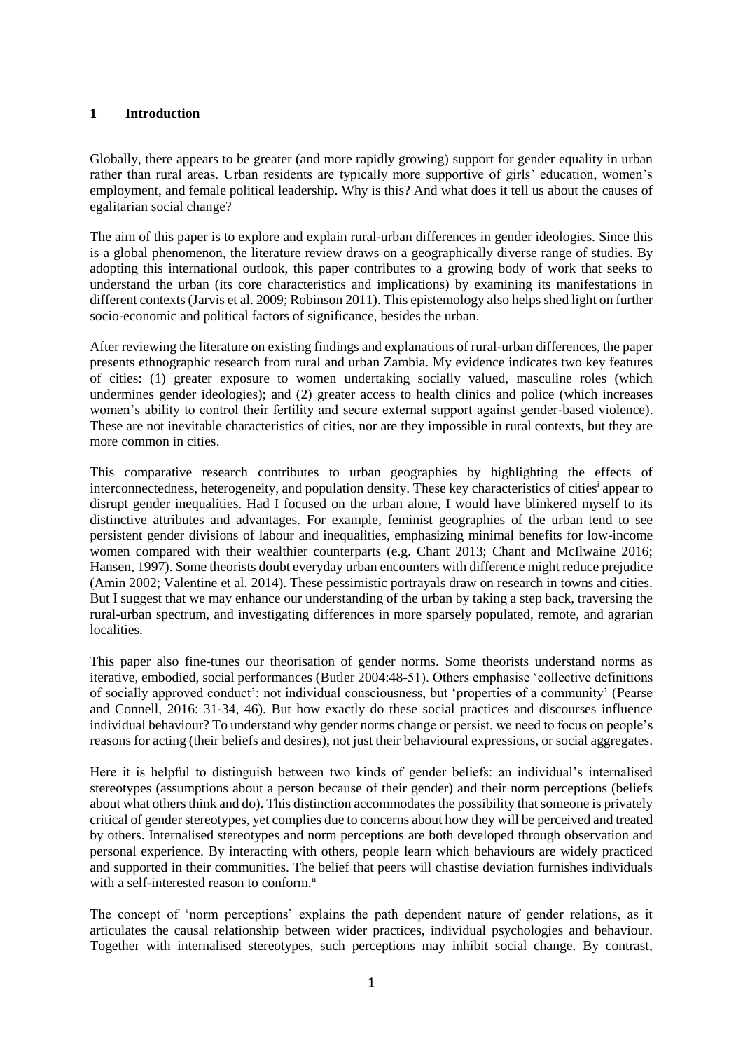## 1 Introduction

Globally, there appears to be greater (and more rapidly growing) support for gender equality in urban rather than rural areas. Urban residents are typically more supportive of girls' education, women's employment, and female political leadership. Why is this? And what does it tell us about the causes of egalitarian social change?

The aim of this paper is to explore and explain rural-urban differences in gender ideologies. Since this is a global phenomenon, the literature review draws on a geographically diverse range of studies. By adopting this international outlook, this paper contributes to a growing body of work that seeks to understand the urban (its core characteristics and implications) by examining its manifestations in different contexts (Jarvis et al. 2009; Robinson 2011). This epistemology also helps shed light on further socio-economic and political factors of significance, besides the urban.

After reviewing the literature on existing findings and explanations of rural-urban differences, the paper presents ethnographic research from rural and urban Zambia. My evidence indicates two key features of cities: (1) greater exposure to women undertaking socially valued, masculine roles (which undermines gender ideologies); and (2) greater access to health clinics and police (which increases women's ability to control their fertility and secure external support against gender-based violence). These are not inevitable characteristics of cities, nor are they impossible in rural contexts, but they are more common in cities.

This comparative research contributes to urban geographies by highlighting the effects of interconnectedness, heterogeneity, and population density. These key characteristics of cities[i] appear to disrupt gender inequalities. Had I focused on the urban alone, I would have blinkered myself to its distinctive attributes and advantages. For example, feminist geographies of the urban tend to see persistent gender divisions of labour and inequalities, emphasizing minimal benefits for low-income women compared with their wealthier counterparts (e.g. Chant 2013; Chant and McIlwaine 2016; Hansen, 1997). Some theorists doubt everyday urban encounters with difference might reduce prejudice (Amin 2002; Valentine et al. 2014). These pessimistic portrayals draw on research in towns and cities. But I suggest that we may enhance our understanding of the urban by taking a step back, traversing the rural-urban spectrum, and investigating differences in more sparsely populated, remote, and agrarian localities.

This paper also fine-tunes our theorisation of gender norms. Some theorists understand norms as iterative, embodied, social performances (Butler 2004:48-51). Others emphasise 'collective definitions of socially approved conduct': not individual consciousness, but 'properties of a community' (Pearse and Connell, 2016: 31-34, 46). But how exactly do these social practices and discourses influence individual behaviour? To understand why gender norms change or persist, we need to focus on people's reasons for acting (their beliefs and desires), not just their behavioural expressions, or social aggregates.

Here it is helpful to distinguish between two kinds of gender beliefs: an individual's internalised stereotypes (assumptions about a person because of their gender) and their norm perceptions (beliefs about what others think and do). This distinction accommodates the possibility that someone is privately critical of gender stereotypes, yet complies due to concerns about how they will be perceived and treated by others. Internalised stereotypes and norm perceptions are both developed through observation and personal experience. By interacting with others, people learn which behaviours are widely practiced and supported in their communities. The belief that peers will chastise deviation furnishes individuals with a self-interested reason to conform.[ii]

The concept of 'norm perceptions' explains the path dependent nature of gender relations, as it articulates the causal relationship between wider practices, individual psychologies and behaviour. Together with internalised stereotypes, such perceptions may inhibit social change. By contrast,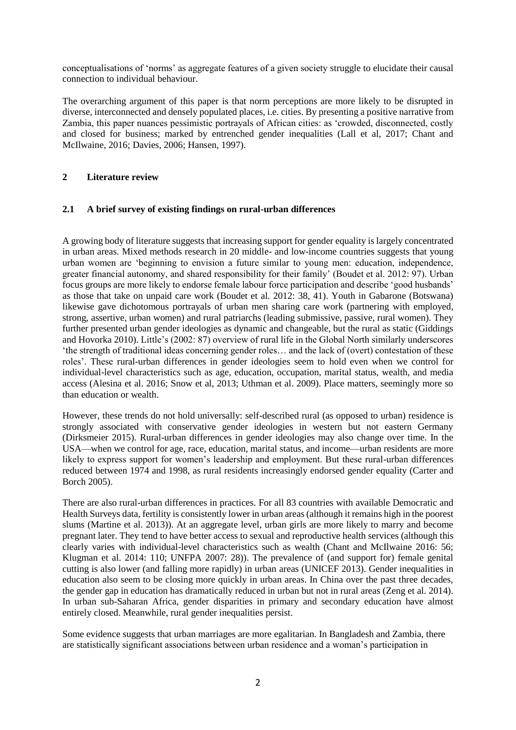conceptualisations of 'norms' as aggregate features of a given society struggle to elucidate their causal connection to individual behaviour.

The overarching argument of this paper is that norm perceptions are more likely to be disrupted in diverse, interconnected and densely populated places, i.e. cities. By presenting a positive narrative from Zambia, this paper nuances pessimistic portrayals of African cities: as 'crowded, disconnected, costly and closed for business; marked by entrenched gender inequalities (Lall et al, 2017; Chant and McIlwaine, 2016; Davies, 2006; Hansen, 1997).

## 2 Literature review

### 2.1 A brief survey of existing findings on rural-urban differences

A growing body of literature suggests that increasing support for gender equality is largely concentrated in urban areas. Mixed methods research in 20 middle- and low-income countries suggests that young urban women are 'beginning to envision a future similar to young men: education, independence, greater financial autonomy, and shared responsibility for their family' (Boudet et al. 2012: 97). Urban focus groups are more likely to endorse female labour force participation and describe 'good husbands' as those that take on unpaid care work (Boudet et al. 2012: 38, 41). Youth in Gabarone (Botswana) likewise gave dichotomous portrayals of urban men sharing care work (partnering with employed, strong, assertive, urban women) and rural patriarchs (leading submissive, passive, rural women). They further presented urban gender ideologies as dynamic and changeable, but the rural as static (Giddings and Hovorka 2010). Little's (2002: 87) overview of rural life in the Global North similarly underscores 'the strength of traditional ideas concerning gender roles… and the lack of (overt) contestation of these roles'. These rural-urban differences in gender ideologies seem to hold even when we control for individual-level characteristics such as age, education, occupation, marital status, wealth, and media access (Alesina et al. 2016; Snow et al, 2013; Uthman et al. 2009). Place matters, seemingly more so than education or wealth.

However, these trends do not hold universally: self-described rural (as opposed to urban) residence is strongly associated with conservative gender ideologies in western but not eastern Germany (Dirksmeier 2015). Rural-urban differences in gender ideologies may also change over time. In the USA—when we control for age, race, education, marital status, and income—urban residents are more likely to express support for women's leadership and employment. But these rural-urban differences reduced between 1974 and 1998, as rural residents increasingly endorsed gender equality (Carter and Borch 2005).

There are also rural-urban differences in practices. For all 83 countries with available Democratic and Health Surveys data, fertility is consistently lower in urban areas (although it remains high in the poorest slums (Martine et al. 2013)). At an aggregate level, urban girls are more likely to marry and become pregnant later. They tend to have better access to sexual and reproductive health services (although this clearly varies with individual-level characteristics such as wealth (Chant and McIlwaine 2016: 56; Klugman et al. 2014: 110; UNFPA 2007: 28)). The prevalence of (and support for) female genital cutting is also lower (and falling more rapidly) in urban areas (UNICEF 2013). Gender inequalities in education also seem to be closing more quickly in urban areas. In China over the past three decades, the gender gap in education has dramatically reduced in urban but not in rural areas (Zeng et al. 2014). In urban sub-Saharan Africa, gender disparities in primary and secondary education have almost entirely closed. Meanwhile, rural gender inequalities persist.

Some evidence suggests that urban marriages are more egalitarian. In Bangladesh and Zambia, there are statistically significant associations between urban residence and a woman's participation in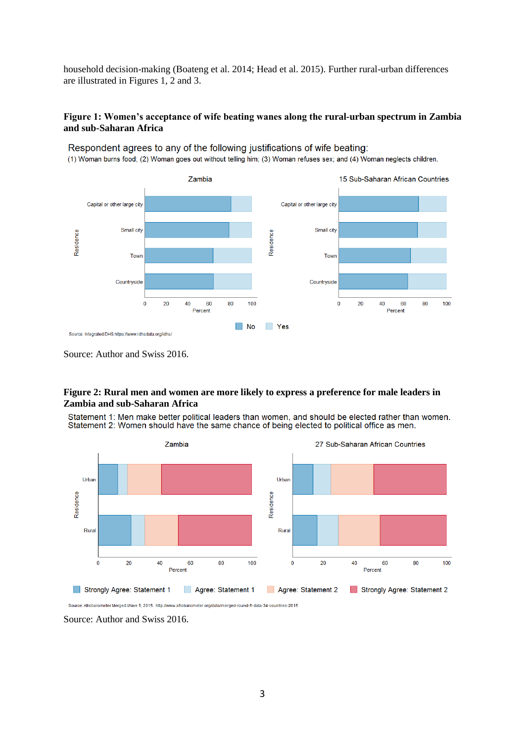household decision-making (Boateng et al. 2014; Head et al. 2015). Further rural-urban differences are illustrated in Figures 1, 2 and 3.

**Figure 1: Women's acceptance of wife beating wanes along the rural-urban spectrum in Zambia and sub-Saharan Africa**

Respondent agrees to any of the following justifications of wife beating:
(1) Woman burns food; (2) Woman goes out without telling him; (3) Woman refuses sex; and (4) Woman neglects children.

Source: Integrated DHS https://www.idhsdata.org/idhs/

Source: Author and Swiss 2016.

**Figure 2: Rural men and women are more likely to express a preference for male leaders in Zambia and sub-Saharan Africa**

Statement 1: Men make better political leaders than women, and should be elected rather than women.
Statement 2: Women should have the same chance of being elected to political office as men.

Source: Afrobarometer Merged Wave 5, 2015. http://www.afrobarometer.org/data/merged-round-5-data-34-countries-2015

Source: Author and Swiss 2016.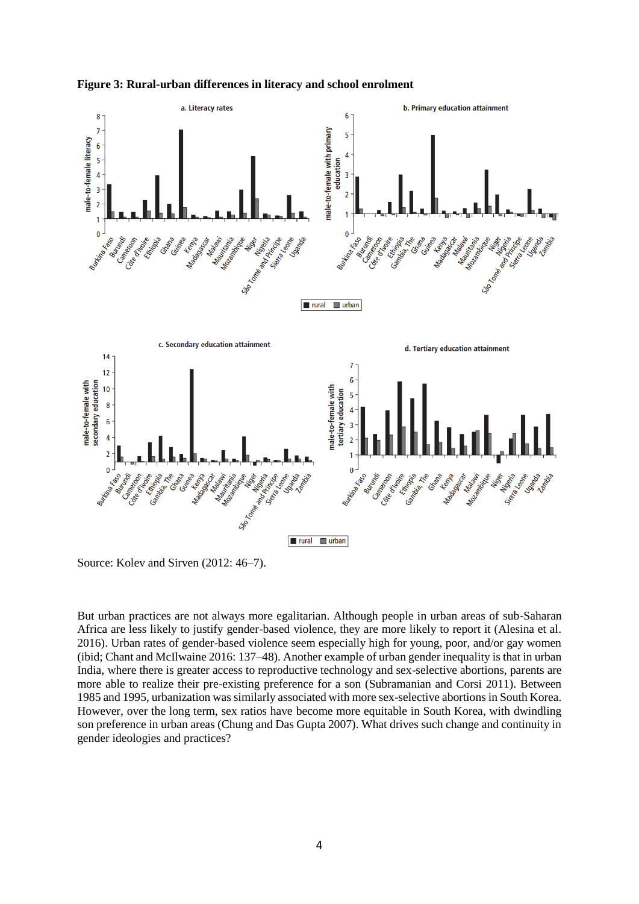**Figure 3: Rural-urban differences in literacy and school enrolment**

Source: Kolev and Sirven (2012: 46–7).

But urban practices are not always more egalitarian. Although people in urban areas of sub-Saharan Africa are less likely to justify gender-based violence, they are more likely to report it (Alesina et al. 2016). Urban rates of gender-based violence seem especially high for young, poor, and/or gay women (ibid; Chant and McIlwaine 2016: 137–48). Another example of urban gender inequality is that in urban India, where there is greater access to reproductive technology and sex-selective abortions, parents are more able to realize their pre-existing preference for a son (Subramanian and Corsi 2011). Between 1985 and 1995, urbanization was similarly associated with more sex-selective abortions in South Korea. However, over the long term, sex ratios have become more equitable in South Korea, with dwindling son preference in urban areas (Chung and Das Gupta 2007). What drives such change and continuity in gender ideologies and practices?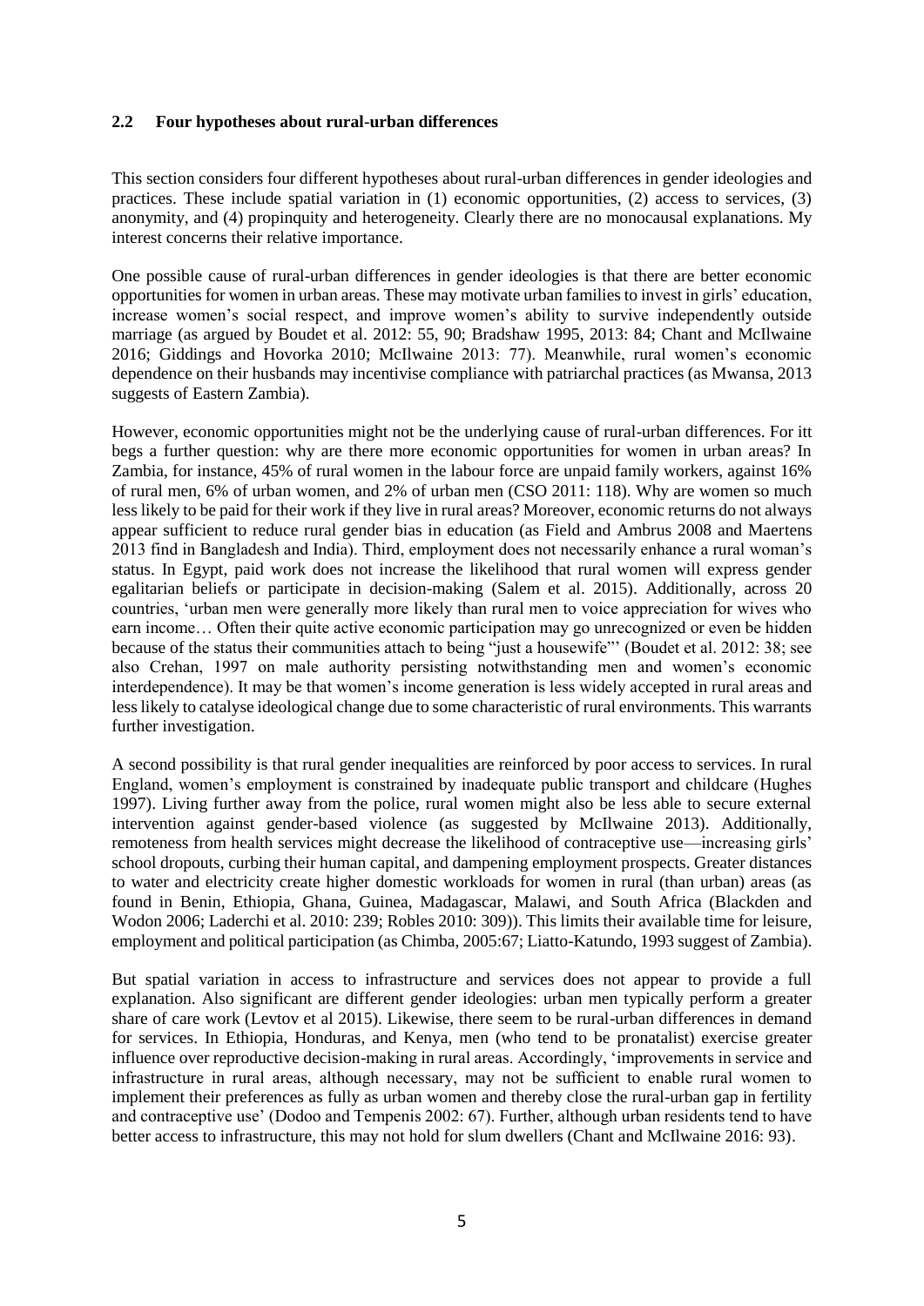### 2.2 Four hypotheses about rural-urban differences

This section considers four different hypotheses about rural-urban differences in gender ideologies and practices. These include spatial variation in (1) economic opportunities, (2) access to services, (3) anonymity, and (4) propinquity and heterogeneity. Clearly there are no monocausal explanations. My interest concerns their relative importance.

One possible cause of rural-urban differences in gender ideologies is that there are better economic opportunities for women in urban areas. These may motivate urban families to invest in girls' education, increase women's social respect, and improve women's ability to survive independently outside marriage (as argued by Boudet et al. 2012: 55, 90; Bradshaw 1995, 2013: 84; Chant and McIlwaine 2016; Giddings and Hovorka 2010; McIlwaine 2013: 77). Meanwhile, rural women's economic dependence on their husbands may incentivise compliance with patriarchal practices (as Mwansa, 2013 suggests of Eastern Zambia).

However, economic opportunities might not be the underlying cause of rural-urban differences. For itt begs a further question: why are there more economic opportunities for women in urban areas? In Zambia, for instance, 45% of rural women in the labour force are unpaid family workers, against 16% of rural men, 6% of urban women, and 2% of urban men (CSO 2011: 118). Why are women so much less likely to be paid for their work if they live in rural areas? Moreover, economic returns do not always appear sufficient to reduce rural gender bias in education (as Field and Ambrus 2008 and Maertens 2013 find in Bangladesh and India). Third, employment does not necessarily enhance a rural woman's status. In Egypt, paid work does not increase the likelihood that rural women will express gender egalitarian beliefs or participate in decision-making (Salem et al. 2015). Additionally, across 20 countries, 'urban men were generally more likely than rural men to voice appreciation for wives who earn income… Often their quite active economic participation may go unrecognized or even be hidden because of the status their communities attach to being "just a housewife"' (Boudet et al. 2012: 38; see also Crehan, 1997 on male authority persisting notwithstanding men and women's economic interdependence). It may be that women's income generation is less widely accepted in rural areas and less likely to catalyse ideological change due to some characteristic of rural environments. This warrants further investigation.

A second possibility is that rural gender inequalities are reinforced by poor access to services. In rural England, women's employment is constrained by inadequate public transport and childcare (Hughes 1997). Living further away from the police, rural women might also be less able to secure external intervention against gender-based violence (as suggested by McIlwaine 2013). Additionally, remoteness from health services might decrease the likelihood of contraceptive use—increasing girls' school dropouts, curbing their human capital, and dampening employment prospects. Greater distances to water and electricity create higher domestic workloads for women in rural (than urban) areas (as found in Benin, Ethiopia, Ghana, Guinea, Madagascar, Malawi, and South Africa (Blackden and Wodon 2006; Laderchi et al. 2010: 239; Robles 2010: 309)). This limits their available time for leisure, employment and political participation (as Chimba, 2005:67; Liatto-Katundo, 1993 suggest of Zambia).

But spatial variation in access to infrastructure and services does not appear to provide a full explanation. Also significant are different gender ideologies: urban men typically perform a greater share of care work (Levtov et al 2015). Likewise, there seem to be rural-urban differences in demand for services. In Ethiopia, Honduras, and Kenya, men (who tend to be pronatalist) exercise greater influence over reproductive decision-making in rural areas. Accordingly, 'improvements in service and infrastructure in rural areas, although necessary, may not be sufficient to enable rural women to implement their preferences as fully as urban women and thereby close the rural-urban gap in fertility and contraceptive use' (Dodoo and Tempenis 2002: 67). Further, although urban residents tend to have better access to infrastructure, this may not hold for slum dwellers (Chant and McIlwaine 2016: 93).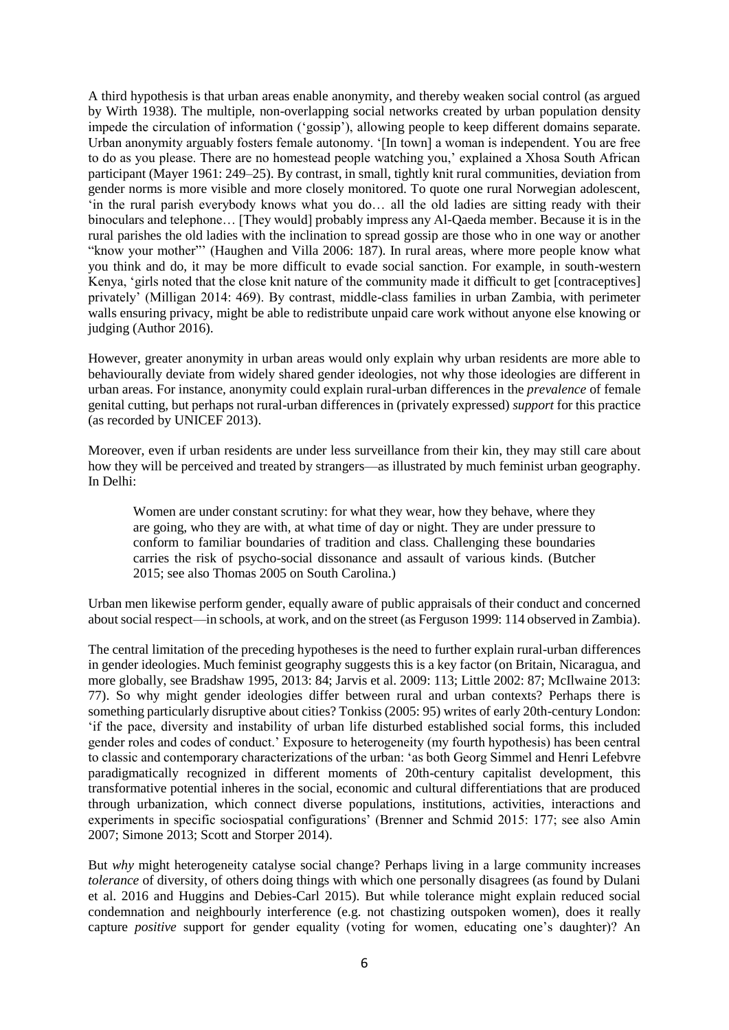A third hypothesis is that urban areas enable anonymity, and thereby weaken social control (as argued by Wirth 1938). The multiple, non-overlapping social networks created by urban population density impede the circulation of information ('gossip'), allowing people to keep different domains separate. Urban anonymity arguably fosters female autonomy. '[In town] a woman is independent. You are free to do as you please. There are no homestead people watching you,' explained a Xhosa South African participant (Mayer 1961: 249–25). By contrast, in small, tightly knit rural communities, deviation from gender norms is more visible and more closely monitored. To quote one rural Norwegian adolescent, 'in the rural parish everybody knows what you do… all the old ladies are sitting ready with their binoculars and telephone… [They would] probably impress any Al-Qaeda member. Because it is in the rural parishes the old ladies with the inclination to spread gossip are those who in one way or another "know your mother"' (Haughen and Villa 2006: 187). In rural areas, where more people know what you think and do, it may be more difficult to evade social sanction. For example, in south-western Kenya, 'girls noted that the close knit nature of the community made it difficult to get [contraceptives] privately' (Milligan 2014: 469). By contrast, middle-class families in urban Zambia, with perimeter walls ensuring privacy, might be able to redistribute unpaid care work without anyone else knowing or judging (Author 2016).

However, greater anonymity in urban areas would only explain why urban residents are more able to behaviourally deviate from widely shared gender ideologies, not why those ideologies are different in urban areas. For instance, anonymity could explain rural-urban differences in the *prevalence* of female genital cutting, but perhaps not rural-urban differences in (privately expressed) *support* for this practice (as recorded by UNICEF 2013).

Moreover, even if urban residents are under less surveillance from their kin, they may still care about how they will be perceived and treated by strangers—as illustrated by much feminist urban geography. In Delhi:

> Women are under constant scrutiny: for what they wear, how they behave, where they are going, who they are with, at what time of day or night. They are under pressure to conform to familiar boundaries of tradition and class. Challenging these boundaries carries the risk of psycho-social dissonance and assault of various kinds. (Butcher 2015; see also Thomas 2005 on South Carolina.)

Urban men likewise perform gender, equally aware of public appraisals of their conduct and concerned about social respect—in schools, at work, and on the street (as Ferguson 1999: 114 observed in Zambia).

The central limitation of the preceding hypotheses is the need to further explain rural-urban differences in gender ideologies. Much feminist geography suggests this is a key factor (on Britain, Nicaragua, and more globally, see Bradshaw 1995, 2013: 84; Jarvis et al. 2009: 113; Little 2002: 87; McIlwaine 2013: 77). So why might gender ideologies differ between rural and urban contexts? Perhaps there is something particularly disruptive about cities? Tonkiss (2005: 95) writes of early 20th-century London: 'if the pace, diversity and instability of urban life disturbed established social forms, this included gender roles and codes of conduct.' Exposure to heterogeneity (my fourth hypothesis) has been central to classic and contemporary characterizations of the urban: 'as both Georg Simmel and Henri Lefebvre paradigmatically recognized in different moments of 20th-century capitalist development, this transformative potential inheres in the social, economic and cultural differentiations that are produced through urbanization, which connect diverse populations, institutions, activities, interactions and experiments in specific sociospatial configurations' (Brenner and Schmid 2015: 177; see also Amin 2007; Simone 2013; Scott and Storper 2014).

But *why* might heterogeneity catalyse social change? Perhaps living in a large community increases *tolerance* of diversity, of others doing things with which one personally disagrees (as found by Dulani et al. 2016 and Huggins and Debies-Carl 2015). But while tolerance might explain reduced social condemnation and neighbourly interference (e.g. not chastizing outspoken women), does it really capture *positive* support for gender equality (voting for women, educating one's daughter)? An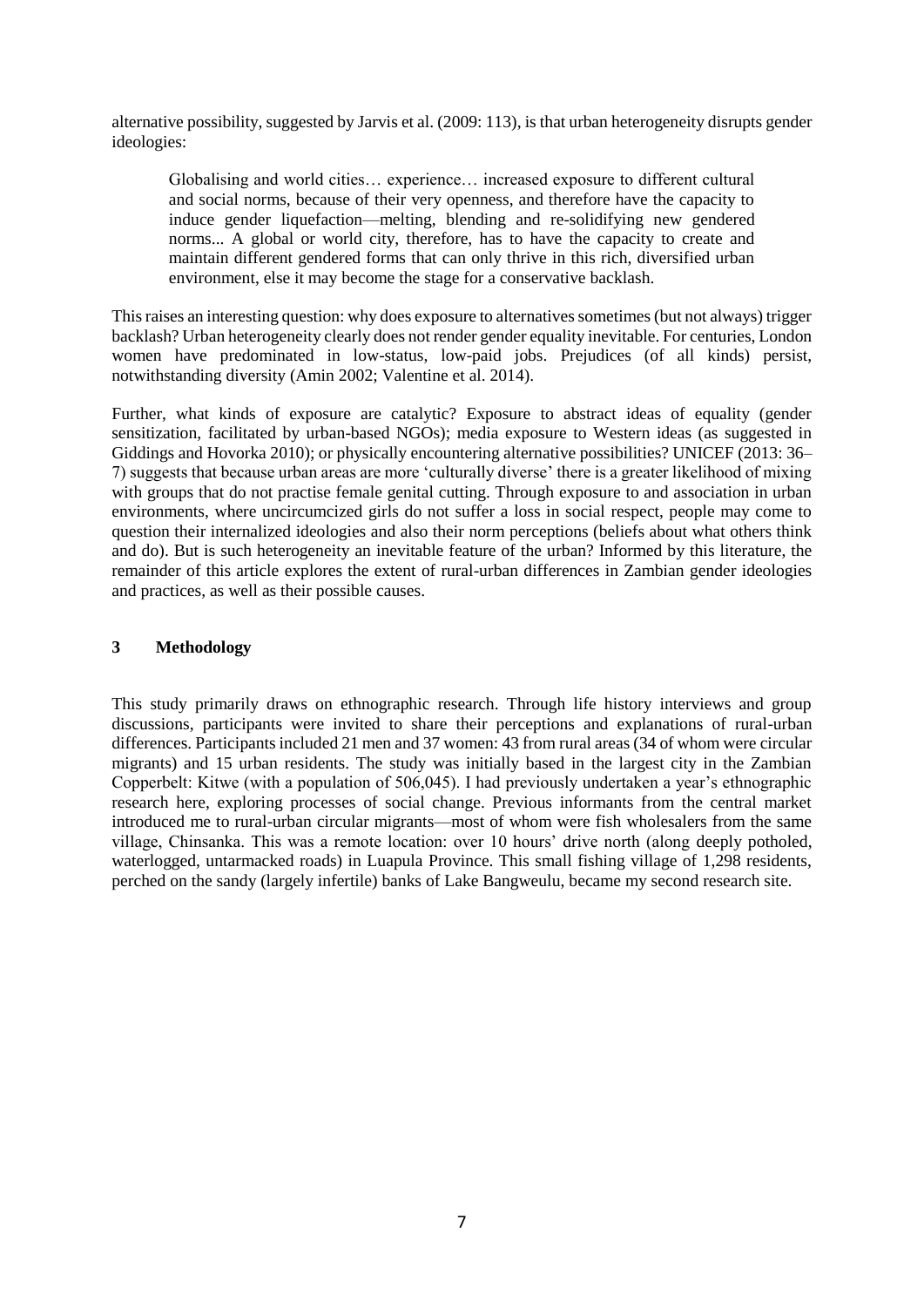alternative possibility, suggested by Jarvis et al. (2009: 113), is that urban heterogeneity disrupts gender ideologies:

> Globalising and world cities… experience… increased exposure to different cultural and social norms, because of their very openness, and therefore have the capacity to induce gender liquefaction—melting, blending and re-solidifying new gendered norms... A global or world city, therefore, has to have the capacity to create and maintain different gendered forms that can only thrive in this rich, diversified urban environment, else it may become the stage for a conservative backlash.

This raises an interesting question: why does exposure to alternatives sometimes (but not always) trigger backlash? Urban heterogeneity clearly does not render gender equality inevitable. For centuries, London women have predominated in low-status, low-paid jobs. Prejudices (of all kinds) persist, notwithstanding diversity (Amin 2002; Valentine et al. 2014).

Further, what kinds of exposure are catalytic? Exposure to abstract ideas of equality (gender sensitization, facilitated by urban-based NGOs); media exposure to Western ideas (as suggested in Giddings and Hovorka 2010); or physically encountering alternative possibilities? UNICEF (2013: 36–7) suggests that because urban areas are more 'culturally diverse' there is a greater likelihood of mixing with groups that do not practise female genital cutting. Through exposure to and association in urban environments, where uncircumcized girls do not suffer a loss in social respect, people may come to question their internalized ideologies and also their norm perceptions (beliefs about what others think and do). But is such heterogeneity an inevitable feature of the urban? Informed by this literature, the remainder of this article explores the extent of rural-urban differences in Zambian gender ideologies and practices, as well as their possible causes.

## 3 Methodology

This study primarily draws on ethnographic research. Through life history interviews and group discussions, participants were invited to share their perceptions and explanations of rural-urban differences. Participants included 21 men and 37 women: 43 from rural areas (34 of whom were circular migrants) and 15 urban residents. The study was initially based in the largest city in the Zambian Copperbelt: Kitwe (with a population of 506,045). I had previously undertaken a year's ethnographic research here, exploring processes of social change. Previous informants from the central market introduced me to rural-urban circular migrants—most of whom were fish wholesalers from the same village, Chinsanka. This was a remote location: over 10 hours' drive north (along deeply potholed, waterlogged, untarmacked roads) in Luapula Province. This small fishing village of 1,298 residents, perched on the sandy (largely infertile) banks of Lake Bangweulu, became my second research site.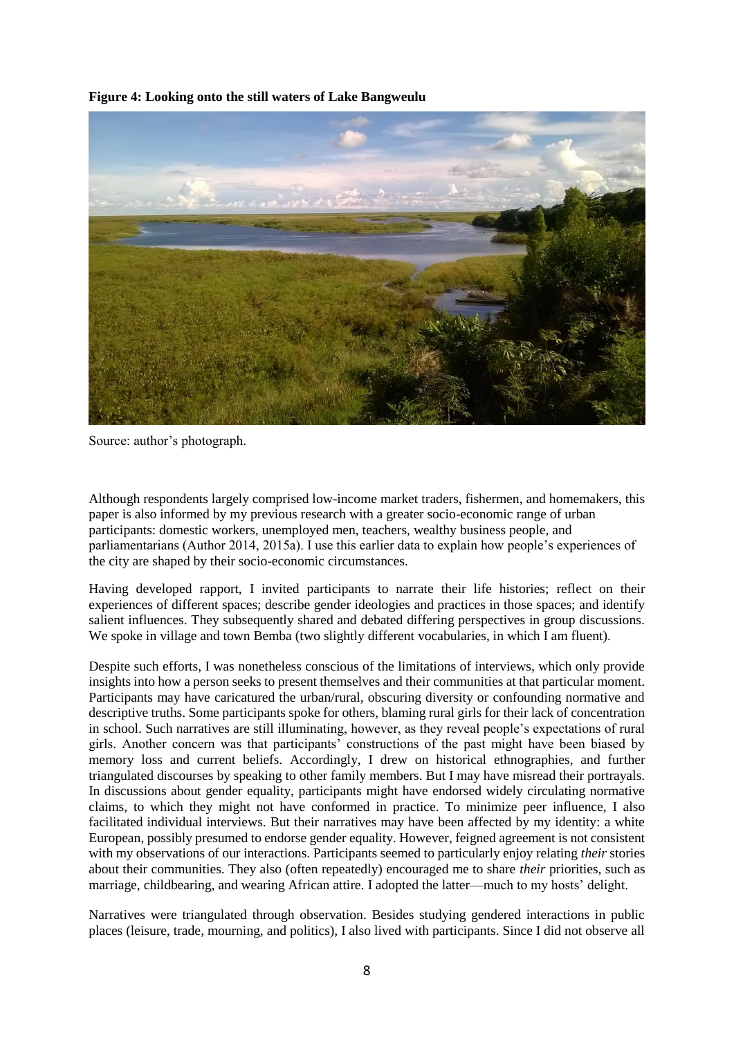**Figure 4: Looking onto the still waters of Lake Bangweulu**

Source: author's photograph.

Although respondents largely comprised low-income market traders, fishermen, and homemakers, this paper is also informed by my previous research with a greater socio-economic range of urban participants: domestic workers, unemployed men, teachers, wealthy business people, and parliamentarians (Author 2014, 2015a). I use this earlier data to explain how people's experiences of the city are shaped by their socio-economic circumstances.

Having developed rapport, I invited participants to narrate their life histories; reflect on their experiences of different spaces; describe gender ideologies and practices in those spaces; and identify salient influences. They subsequently shared and debated differing perspectives in group discussions. We spoke in village and town Bemba (two slightly different vocabularies, in which I am fluent).

Despite such efforts, I was nonetheless conscious of the limitations of interviews, which only provide insights into how a person seeks to present themselves and their communities at that particular moment. Participants may have caricatured the urban/rural, obscuring diversity or confounding normative and descriptive truths. Some participants spoke for others, blaming rural girls for their lack of concentration in school. Such narratives are still illuminating, however, as they reveal people's expectations of rural girls. Another concern was that participants' constructions of the past might have been biased by memory loss and current beliefs. Accordingly, I drew on historical ethnographies, and further triangulated discourses by speaking to other family members. But I may have misread their portrayals. In discussions about gender equality, participants might have endorsed widely circulating normative claims, to which they might not have conformed in practice. To minimize peer influence, I also facilitated individual interviews. But their narratives may have been affected by my identity: a white European, possibly presumed to endorse gender equality. However, feigned agreement is not consistent with my observations of our interactions. Participants seemed to particularly enjoy relating *their* stories about their communities. They also (often repeatedly) encouraged me to share *their* priorities, such as marriage, childbearing, and wearing African attire. I adopted the latter—much to my hosts' delight.

Narratives were triangulated through observation. Besides studying gendered interactions in public places (leisure, trade, mourning, and politics), I also lived with participants. Since I did not observe all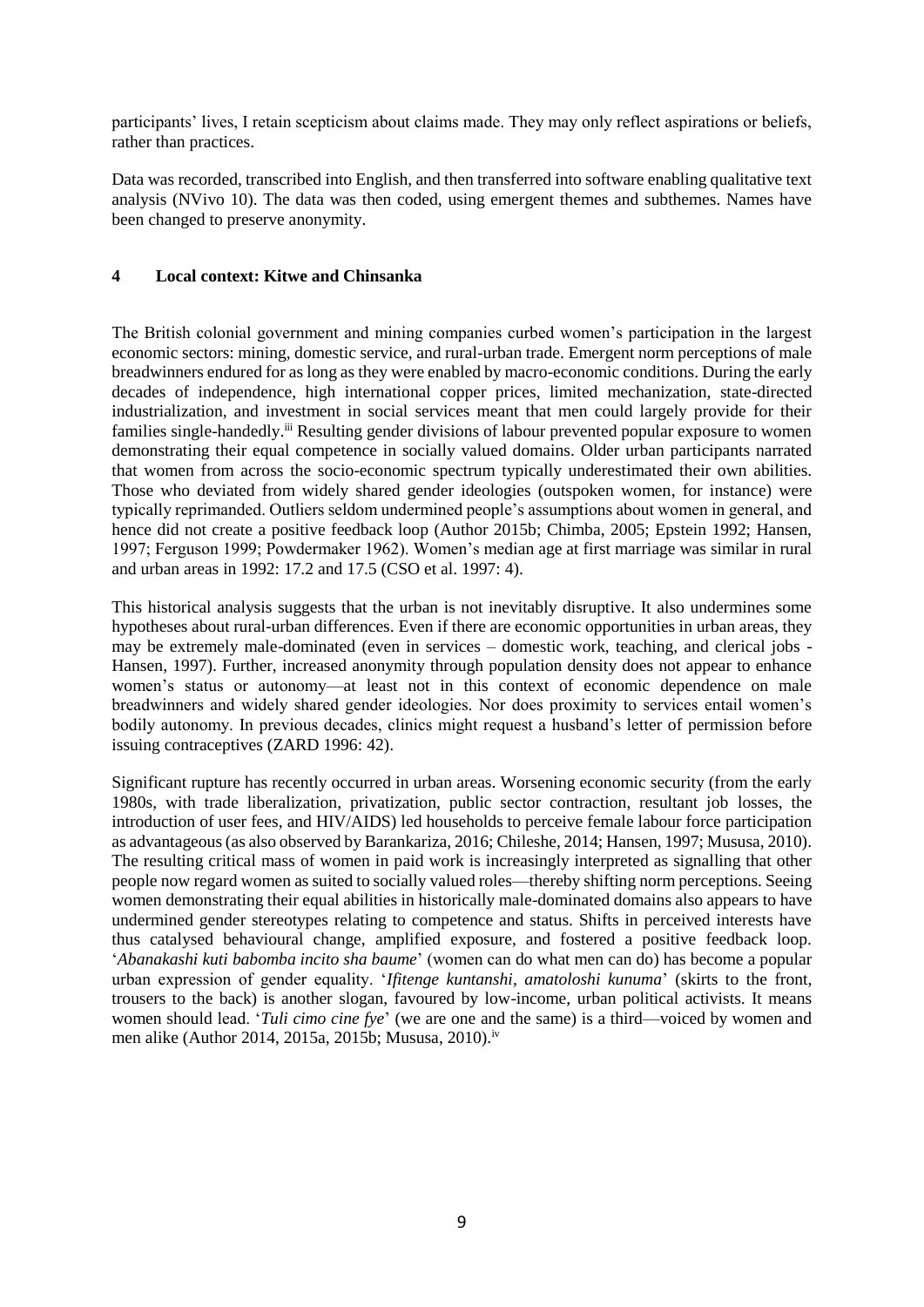participants' lives, I retain scepticism about claims made. They may only reflect aspirations or beliefs, rather than practices.

Data was recorded, transcribed into English, and then transferred into software enabling qualitative text analysis (NVivo 10). The data was then coded, using emergent themes and subthemes. Names have been changed to preserve anonymity.

## 4 Local context: Kitwe and Chinsanka

The British colonial government and mining companies curbed women's participation in the largest economic sectors: mining, domestic service, and rural-urban trade. Emergent norm perceptions of male breadwinners endured for as long as they were enabled by macro-economic conditions. During the early decades of independence, high international copper prices, limited mechanization, state-directed industrialization, and investment in social services meant that men could largely provide for their families single-handedly.[iii] Resulting gender divisions of labour prevented popular exposure to women demonstrating their equal competence in socially valued domains. Older urban participants narrated that women from across the socio-economic spectrum typically underestimated their own abilities. Those who deviated from widely shared gender ideologies (outspoken women, for instance) were typically reprimanded. Outliers seldom undermined people's assumptions about women in general, and hence did not create a positive feedback loop (Author 2015b; Chimba, 2005; Epstein 1992; Hansen, 1997; Ferguson 1999; Powdermaker 1962). Women's median age at first marriage was similar in rural and urban areas in 1992: 17.2 and 17.5 (CSO et al. 1997: 4).

This historical analysis suggests that the urban is not inevitably disruptive. It also undermines some hypotheses about rural-urban differences. Even if there are economic opportunities in urban areas, they may be extremely male-dominated (even in services – domestic work, teaching, and clerical jobs - Hansen, 1997). Further, increased anonymity through population density does not appear to enhance women's status or autonomy—at least not in this context of economic dependence on male breadwinners and widely shared gender ideologies. Nor does proximity to services entail women's bodily autonomy. In previous decades, clinics might request a husband's letter of permission before issuing contraceptives (ZARD 1996: 42).

Significant rupture has recently occurred in urban areas. Worsening economic security (from the early 1980s, with trade liberalization, privatization, public sector contraction, resultant job losses, the introduction of user fees, and HIV/AIDS) led households to perceive female labour force participation as advantageous (as also observed by Barankariza, 2016; Chileshe, 2014; Hansen, 1997; Mususa, 2010). The resulting critical mass of women in paid work is increasingly interpreted as signalling that other people now regard women as suited to socially valued roles—thereby shifting norm perceptions. Seeing women demonstrating their equal abilities in historically male-dominated domains also appears to have undermined gender stereotypes relating to competence and status. Shifts in perceived interests have thus catalysed behavioural change, amplified exposure, and fostered a positive feedback loop. '*Abanakashi kuti babomba incito sha baume*' (women can do what men can do) has become a popular urban expression of gender equality. '*Ifitenge kuntanshi, amatoloshi kunuma*' (skirts to the front, trousers to the back) is another slogan, favoured by low-income, urban political activists. It means women should lead. '*Tuli cimo cine fye*' (we are one and the same) is a third—voiced by women and men alike (Author 2014, 2015a, 2015b; Mususa, 2010).[iv]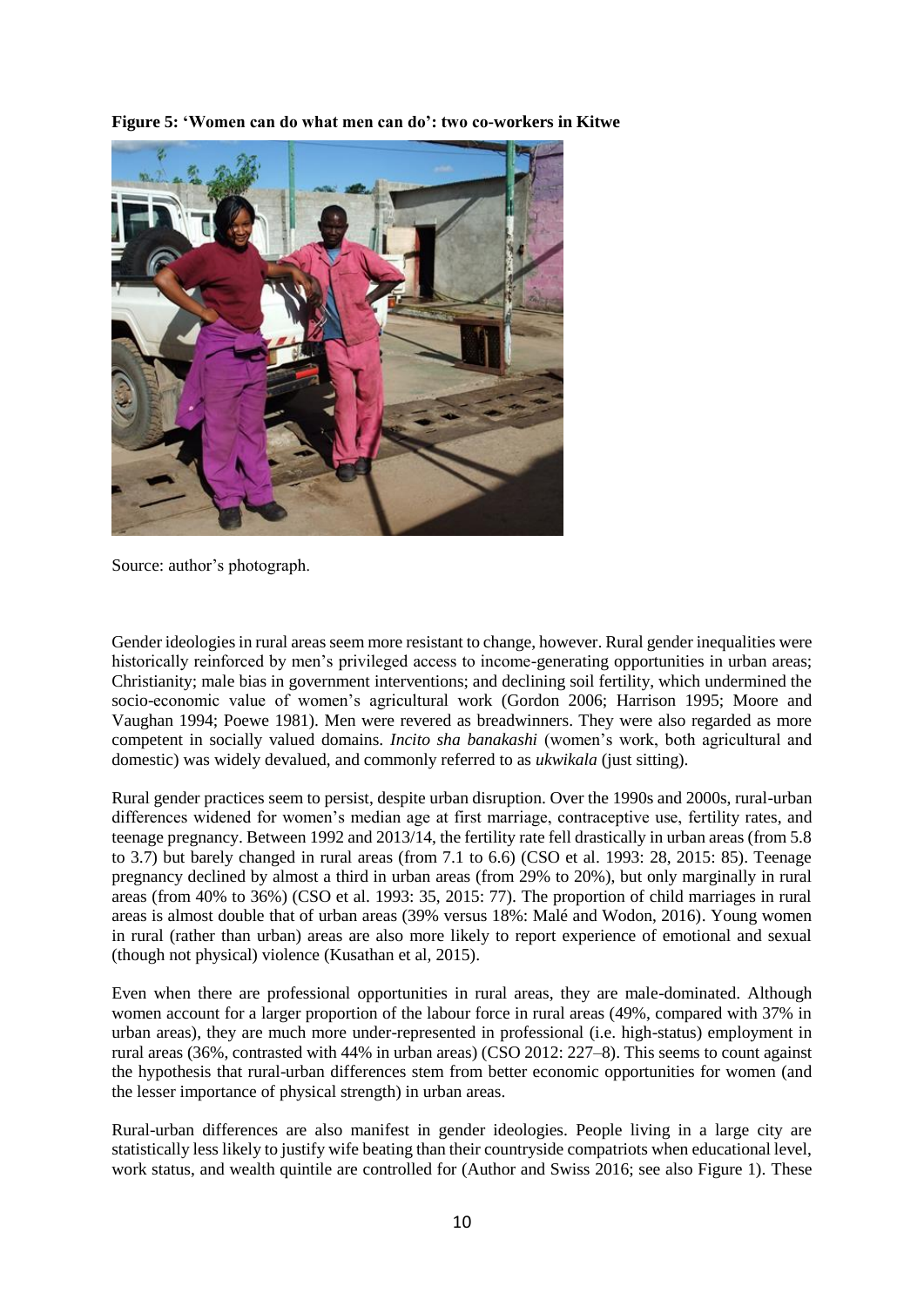**Figure 5: 'Women can do what men can do': two co-workers in Kitwe**

Source: author's photograph.

Gender ideologies in rural areas seem more resistant to change, however. Rural gender inequalities were historically reinforced by men's privileged access to income-generating opportunities in urban areas; Christianity; male bias in government interventions; and declining soil fertility, which undermined the socio-economic value of women's agricultural work (Gordon 2006; Harrison 1995; Moore and Vaughan 1994; Poewe 1981). Men were revered as breadwinners. They were also regarded as more competent in socially valued domains. *Incito sha banakashi* (women's work, both agricultural and domestic) was widely devalued, and commonly referred to as *ukwikala* (just sitting).

Rural gender practices seem to persist, despite urban disruption. Over the 1990s and 2000s, rural-urban differences widened for women's median age at first marriage, contraceptive use, fertility rates, and teenage pregnancy. Between 1992 and 2013/14, the fertility rate fell drastically in urban areas (from 5.8 to 3.7) but barely changed in rural areas (from 7.1 to 6.6) (CSO et al. 1993: 28, 2015: 85). Teenage pregnancy declined by almost a third in urban areas (from 29% to 20%), but only marginally in rural areas (from 40% to 36%) (CSO et al. 1993: 35, 2015: 77). The proportion of child marriages in rural areas is almost double that of urban areas (39% versus 18%: Malé and Wodon, 2016). Young women in rural (rather than urban) areas are also more likely to report experience of emotional and sexual (though not physical) violence (Kusathan et al, 2015).

Even when there are professional opportunities in rural areas, they are male-dominated. Although women account for a larger proportion of the labour force in rural areas (49%, compared with 37% in urban areas), they are much more under-represented in professional (i.e. high-status) employment in rural areas (36%, contrasted with 44% in urban areas) (CSO 2012: 227–8). This seems to count against the hypothesis that rural-urban differences stem from better economic opportunities for women (and the lesser importance of physical strength) in urban areas.

Rural-urban differences are also manifest in gender ideologies. People living in a large city are statistically less likely to justify wife beating than their countryside compatriots when educational level, work status, and wealth quintile are controlled for (Author and Swiss 2016; see also Figure 1). These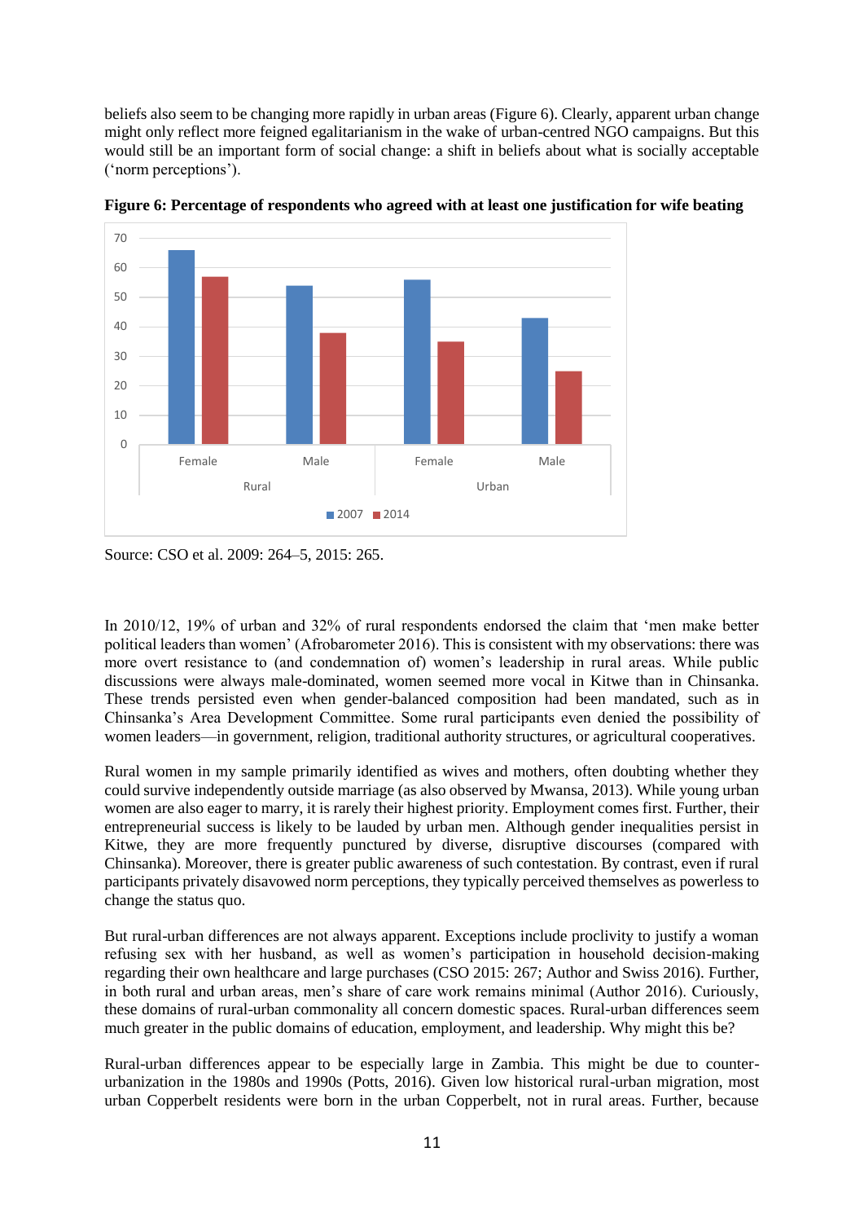beliefs also seem to be changing more rapidly in urban areas (Figure 6). Clearly, apparent urban change might only reflect more feigned egalitarianism in the wake of urban-centred NGO campaigns. But this would still be an important form of social change: a shift in beliefs about what is socially acceptable ('norm perceptions').

**Figure 6: Percentage of respondents who agreed with at least one justification for wife beating**

Source: CSO et al. 2009: 264–5, 2015: 265.

In 2010/12, 19% of urban and 32% of rural respondents endorsed the claim that 'men make better political leaders than women' (Afrobarometer 2016). This is consistent with my observations: there was more overt resistance to (and condemnation of) women's leadership in rural areas. While public discussions were always male-dominated, women seemed more vocal in Kitwe than in Chinsanka. These trends persisted even when gender-balanced composition had been mandated, such as in Chinsanka's Area Development Committee. Some rural participants even denied the possibility of women leaders—in government, religion, traditional authority structures, or agricultural cooperatives.

Rural women in my sample primarily identified as wives and mothers, often doubting whether they could survive independently outside marriage (as also observed by Mwansa, 2013). While young urban women are also eager to marry, it is rarely their highest priority. Employment comes first. Further, their entrepreneurial success is likely to be lauded by urban men. Although gender inequalities persist in Kitwe, they are more frequently punctured by diverse, disruptive discourses (compared with Chinsanka). Moreover, there is greater public awareness of such contestation. By contrast, even if rural participants privately disavowed norm perceptions, they typically perceived themselves as powerless to change the status quo.

But rural-urban differences are not always apparent. Exceptions include proclivity to justify a woman refusing sex with her husband, as well as women's participation in household decision-making regarding their own healthcare and large purchases (CSO 2015: 267; Author and Swiss 2016). Further, in both rural and urban areas, men's share of care work remains minimal (Author 2016). Curiously, these domains of rural-urban commonality all concern domestic spaces. Rural-urban differences seem much greater in the public domains of education, employment, and leadership. Why might this be?

Rural-urban differences appear to be especially large in Zambia. This might be due to counter-urbanization in the 1980s and 1990s (Potts, 2016). Given low historical rural-urban migration, most urban Copperbelt residents were born in the urban Copperbelt, not in rural areas. Further, because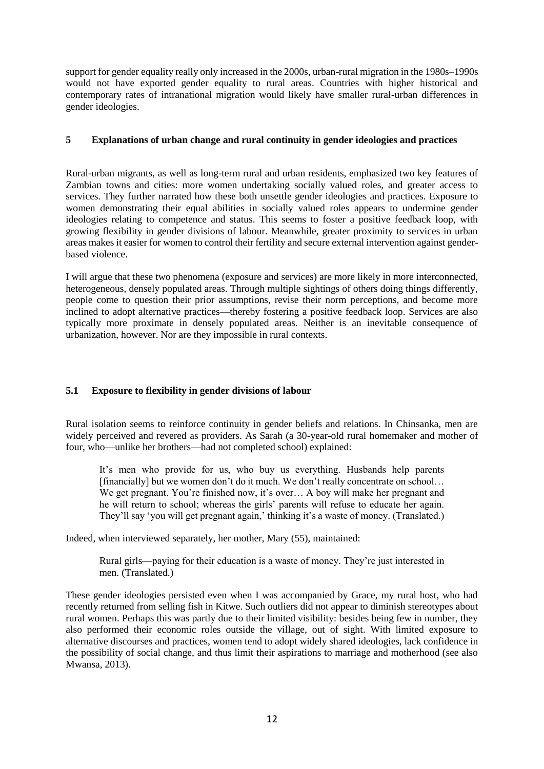support for gender equality really only increased in the 2000s, urban-rural migration in the 1980s–1990s would not have exported gender equality to rural areas. Countries with higher historical and contemporary rates of intranational migration would likely have smaller rural-urban differences in gender ideologies.

## 5 Explanations of urban change and rural continuity in gender ideologies and practices

Rural-urban migrants, as well as long-term rural and urban residents, emphasized two key features of Zambian towns and cities: more women undertaking socially valued roles, and greater access to services. They further narrated how these both unsettle gender ideologies and practices. Exposure to women demonstrating their equal abilities in socially valued roles appears to undermine gender ideologies relating to competence and status. This seems to foster a positive feedback loop, with growing flexibility in gender divisions of labour. Meanwhile, greater proximity to services in urban areas makes it easier for women to control their fertility and secure external intervention against gender-based violence.

I will argue that these two phenomena (exposure and services) are more likely in more interconnected, heterogeneous, densely populated areas. Through multiple sightings of others doing things differently, people come to question their prior assumptions, revise their norm perceptions, and become more inclined to adopt alternative practices—thereby fostering a positive feedback loop. Services are also typically more proximate in densely populated areas. Neither is an inevitable consequence of urbanization, however. Nor are they impossible in rural contexts.

### 5.1 Exposure to flexibility in gender divisions of labour

Rural isolation seems to reinforce continuity in gender beliefs and relations. In Chinsanka, men are widely perceived and revered as providers. As Sarah (a 30-year-old rural homemaker and mother of four, who—unlike her brothers—had not completed school) explained:

> It's men who provide for us, who buy us everything. Husbands help parents [financially] but we women don't do it much. We don't really concentrate on school… We get pregnant. You're finished now, it's over… A boy will make her pregnant and he will return to school; whereas the girls' parents will refuse to educate her again. They'll say 'you will get pregnant again,' thinking it's a waste of money. (Translated.)

Indeed, when interviewed separately, her mother, Mary (55), maintained:

> Rural girls—paying for their education is a waste of money. They're just interested in men. (Translated.)

These gender ideologies persisted even when I was accompanied by Grace, my rural host, who had recently returned from selling fish in Kitwe. Such outliers did not appear to diminish stereotypes about rural women. Perhaps this was partly due to their limited visibility: besides being few in number, they also performed their economic roles outside the village, out of sight. With limited exposure to alternative discourses and practices, women tend to adopt widely shared ideologies, lack confidence in the possibility of social change, and thus limit their aspirations to marriage and motherhood (see also Mwansa, 2013).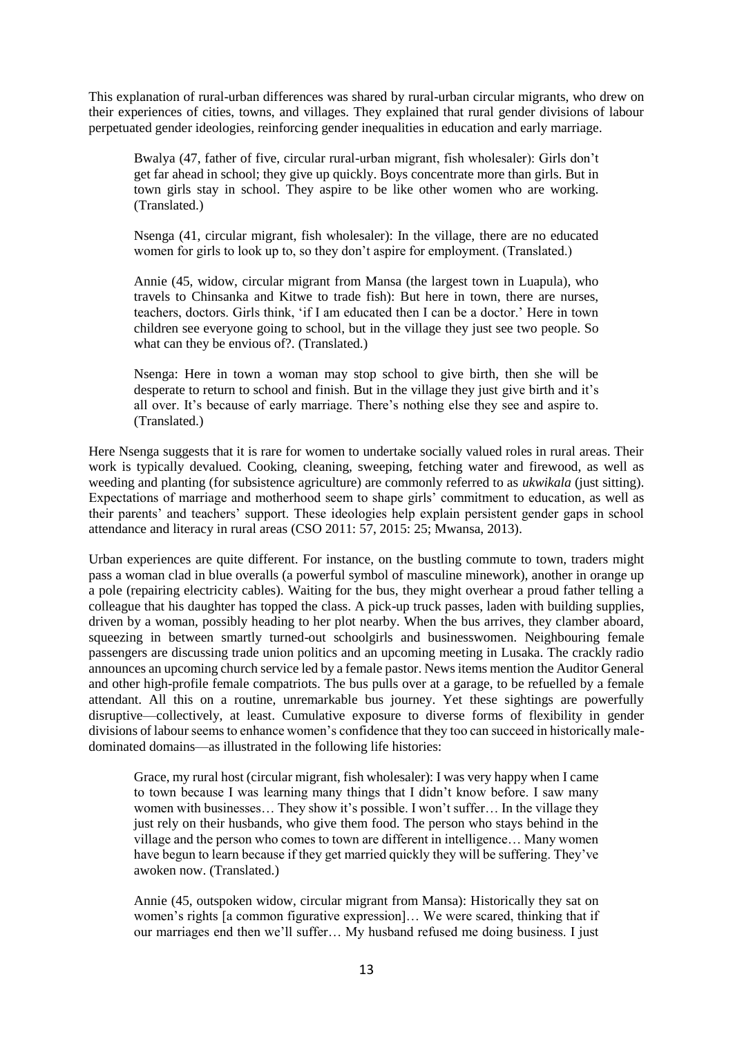This explanation of rural-urban differences was shared by rural-urban circular migrants, who drew on their experiences of cities, towns, and villages. They explained that rural gender divisions of labour perpetuated gender ideologies, reinforcing gender inequalities in education and early marriage.

> Bwalya (47, father of five, circular rural-urban migrant, fish wholesaler): Girls don't get far ahead in school; they give up quickly. Boys concentrate more than girls. But in town girls stay in school. They aspire to be like other women who are working. (Translated.)
>
> Nsenga (41, circular migrant, fish wholesaler): In the village, there are no educated women for girls to look up to, so they don't aspire for employment. (Translated.)
>
> Annie (45, widow, circular migrant from Mansa (the largest town in Luapula), who travels to Chinsanka and Kitwe to trade fish): But here in town, there are nurses, teachers, doctors. Girls think, 'if I am educated then I can be a doctor.' Here in town children see everyone going to school, but in the village they just see two people. So what can they be envious of?. (Translated.)
>
> Nsenga: Here in town a woman may stop school to give birth, then she will be desperate to return to school and finish. But in the village they just give birth and it's all over. It's because of early marriage. There's nothing else they see and aspire to. (Translated.)

Here Nsenga suggests that it is rare for women to undertake socially valued roles in rural areas. Their work is typically devalued. Cooking, cleaning, sweeping, fetching water and firewood, as well as weeding and planting (for subsistence agriculture) are commonly referred to as *ukwikala* (just sitting). Expectations of marriage and motherhood seem to shape girls' commitment to education, as well as their parents' and teachers' support. These ideologies help explain persistent gender gaps in school attendance and literacy in rural areas (CSO 2011: 57, 2015: 25; Mwansa, 2013).

Urban experiences are quite different. For instance, on the bustling commute to town, traders might pass a woman clad in blue overalls (a powerful symbol of masculine minework), another in orange up a pole (repairing electricity cables). Waiting for the bus, they might overhear a proud father telling a colleague that his daughter has topped the class. A pick-up truck passes, laden with building supplies, driven by a woman, possibly heading to her plot nearby. When the bus arrives, they clamber aboard, squeezing in between smartly turned-out schoolgirls and businesswomen. Neighbouring female passengers are discussing trade union politics and an upcoming meeting in Lusaka. The crackly radio announces an upcoming church service led by a female pastor. News items mention the Auditor General and other high-profile female compatriots. The bus pulls over at a garage, to be refuelled by a female attendant. All this on a routine, unremarkable bus journey. Yet these sightings are powerfully disruptive—collectively, at least. Cumulative exposure to diverse forms of flexibility in gender divisions of labour seems to enhance women's confidence that they too can succeed in historically male-dominated domains—as illustrated in the following life histories:

> Grace, my rural host (circular migrant, fish wholesaler): I was very happy when I came to town because I was learning many things that I didn't know before. I saw many women with businesses… They show it's possible. I won't suffer… In the village they just rely on their husbands, who give them food. The person who stays behind in the village and the person who comes to town are different in intelligence… Many women have begun to learn because if they get married quickly they will be suffering. They've awoken now. (Translated.)
>
> Annie (45, outspoken widow, circular migrant from Mansa): Historically they sat on women's rights [a common figurative expression]… We were scared, thinking that if our marriages end then we'll suffer… My husband refused me doing business. I just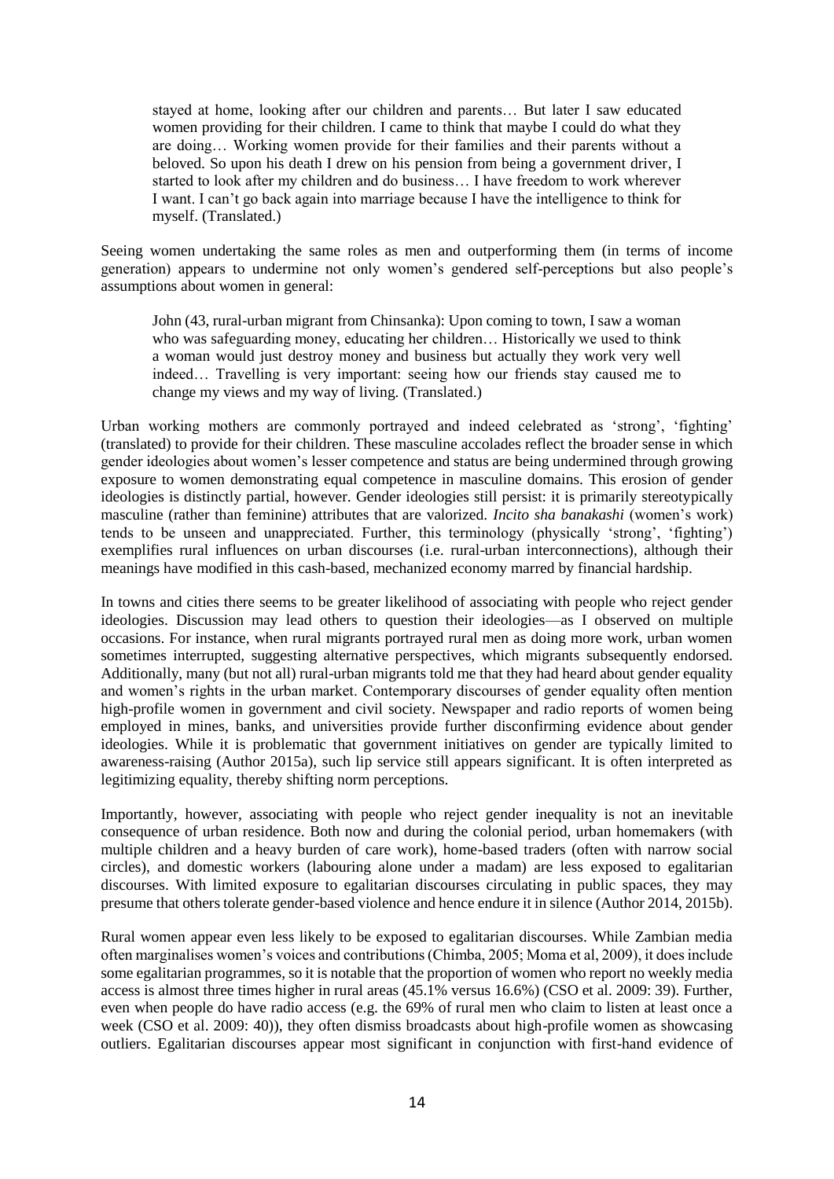> stayed at home, looking after our children and parents… But later I saw educated women providing for their children. I came to think that maybe I could do what they are doing… Working women provide for their families and their parents without a beloved. So upon his death I drew on his pension from being a government driver, I started to look after my children and do business… I have freedom to work wherever I want. I can't go back again into marriage because I have the intelligence to think for myself. (Translated.)

Seeing women undertaking the same roles as men and outperforming them (in terms of income generation) appears to undermine not only women's gendered self-perceptions but also people's assumptions about women in general:

> John (43, rural-urban migrant from Chinsanka): Upon coming to town, I saw a woman who was safeguarding money, educating her children… Historically we used to think a woman would just destroy money and business but actually they work very well indeed… Travelling is very important: seeing how our friends stay caused me to change my views and my way of living. (Translated.)

Urban working mothers are commonly portrayed and indeed celebrated as 'strong', 'fighting' (translated) to provide for their children. These masculine accolades reflect the broader sense in which gender ideologies about women's lesser competence and status are being undermined through growing exposure to women demonstrating equal competence in masculine domains. This erosion of gender ideologies is distinctly partial, however. Gender ideologies still persist: it is primarily stereotypically masculine (rather than feminine) attributes that are valorized. *Incito sha banakashi* (women's work) tends to be unseen and unappreciated. Further, this terminology (physically 'strong', 'fighting') exemplifies rural influences on urban discourses (i.e. rural-urban interconnections), although their meanings have modified in this cash-based, mechanized economy marred by financial hardship.

In towns and cities there seems to be greater likelihood of associating with people who reject gender ideologies. Discussion may lead others to question their ideologies—as I observed on multiple occasions. For instance, when rural migrants portrayed rural men as doing more work, urban women sometimes interrupted, suggesting alternative perspectives, which migrants subsequently endorsed. Additionally, many (but not all) rural-urban migrants told me that they had heard about gender equality and women's rights in the urban market. Contemporary discourses of gender equality often mention high-profile women in government and civil society. Newspaper and radio reports of women being employed in mines, banks, and universities provide further disconfirming evidence about gender ideologies. While it is problematic that government initiatives on gender are typically limited to awareness-raising (Author 2015a), such lip service still appears significant. It is often interpreted as legitimizing equality, thereby shifting norm perceptions.

Importantly, however, associating with people who reject gender inequality is not an inevitable consequence of urban residence. Both now and during the colonial period, urban homemakers (with multiple children and a heavy burden of care work), home-based traders (often with narrow social circles), and domestic workers (labouring alone under a madam) are less exposed to egalitarian discourses. With limited exposure to egalitarian discourses circulating in public spaces, they may presume that others tolerate gender-based violence and hence endure it in silence (Author 2014, 2015b).

Rural women appear even less likely to be exposed to egalitarian discourses. While Zambian media often marginalises women's voices and contributions (Chimba, 2005; Moma et al, 2009), it does include some egalitarian programmes, so it is notable that the proportion of women who report no weekly media access is almost three times higher in rural areas (45.1% versus 16.6%) (CSO et al. 2009: 39). Further, even when people do have radio access (e.g. the 69% of rural men who claim to listen at least once a week (CSO et al. 2009: 40)), they often dismiss broadcasts about high-profile women as showcasing outliers. Egalitarian discourses appear most significant in conjunction with first-hand evidence of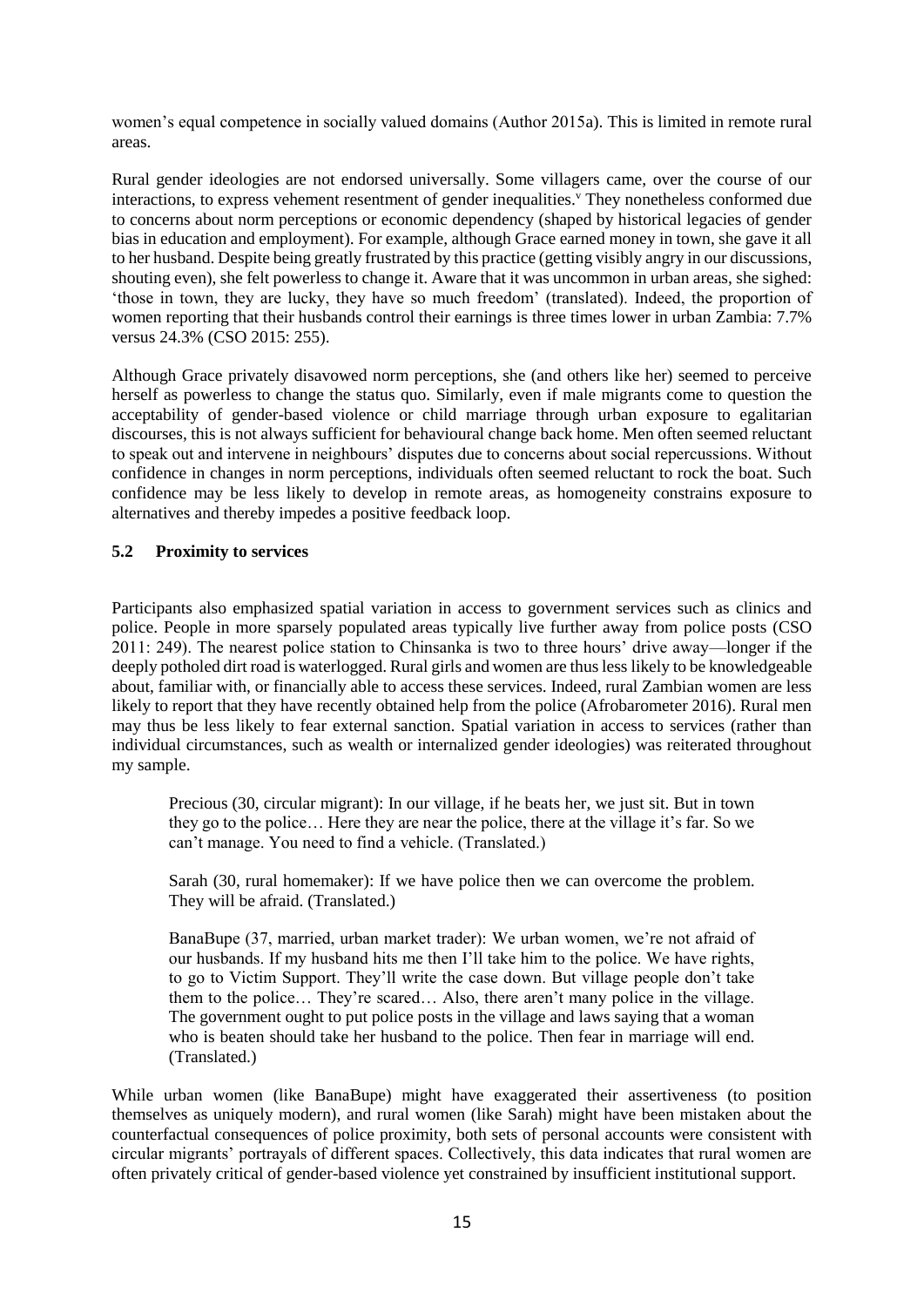women's equal competence in socially valued domains (Author 2015a). This is limited in remote rural areas.

Rural gender ideologies are not endorsed universally. Some villagers came, over the course of our interactions, to express vehement resentment of gender inequalities.[v] They nonetheless conformed due to concerns about norm perceptions or economic dependency (shaped by historical legacies of gender bias in education and employment). For example, although Grace earned money in town, she gave it all to her husband. Despite being greatly frustrated by this practice (getting visibly angry in our discussions, shouting even), she felt powerless to change it. Aware that it was uncommon in urban areas, she sighed: 'those in town, they are lucky, they have so much freedom' (translated). Indeed, the proportion of women reporting that their husbands control their earnings is three times lower in urban Zambia: 7.7% versus 24.3% (CSO 2015: 255).

Although Grace privately disavowed norm perceptions, she (and others like her) seemed to perceive herself as powerless to change the status quo. Similarly, even if male migrants come to question the acceptability of gender-based violence or child marriage through urban exposure to egalitarian discourses, this is not always sufficient for behavioural change back home. Men often seemed reluctant to speak out and intervene in neighbours' disputes due to concerns about social repercussions. Without confidence in changes in norm perceptions, individuals often seemed reluctant to rock the boat. Such confidence may be less likely to develop in remote areas, as homogeneity constrains exposure to alternatives and thereby impedes a positive feedback loop.

### 5.2 Proximity to services

Participants also emphasized spatial variation in access to government services such as clinics and police. People in more sparsely populated areas typically live further away from police posts (CSO 2011: 249). The nearest police station to Chinsanka is two to three hours' drive away—longer if the deeply potholed dirt road is waterlogged. Rural girls and women are thus less likely to be knowledgeable about, familiar with, or financially able to access these services. Indeed, rural Zambian women are less likely to report that they have recently obtained help from the police (Afrobarometer 2016). Rural men may thus be less likely to fear external sanction. Spatial variation in access to services (rather than individual circumstances, such as wealth or internalized gender ideologies) was reiterated throughout my sample.

> Precious (30, circular migrant): In our village, if he beats her, we just sit. But in town they go to the police… Here they are near the police, there at the village it's far. So we can't manage. You need to find a vehicle. (Translated.)

> Sarah (30, rural homemaker): If we have police then we can overcome the problem. They will be afraid. (Translated.)

> BanaBupe (37, married, urban market trader): We urban women, we're not afraid of our husbands. If my husband hits me then I'll take him to the police. We have rights, to go to Victim Support. They'll write the case down. But village people don't take them to the police… They're scared… Also, there aren't many police in the village. The government ought to put police posts in the village and laws saying that a woman who is beaten should take her husband to the police. Then fear in marriage will end. (Translated.)

While urban women (like BanaBupe) might have exaggerated their assertiveness (to position themselves as uniquely modern), and rural women (like Sarah) might have been mistaken about the counterfactual consequences of police proximity, both sets of personal accounts were consistent with circular migrants' portrayals of different spaces. Collectively, this data indicates that rural women are often privately critical of gender-based violence yet constrained by insufficient institutional support.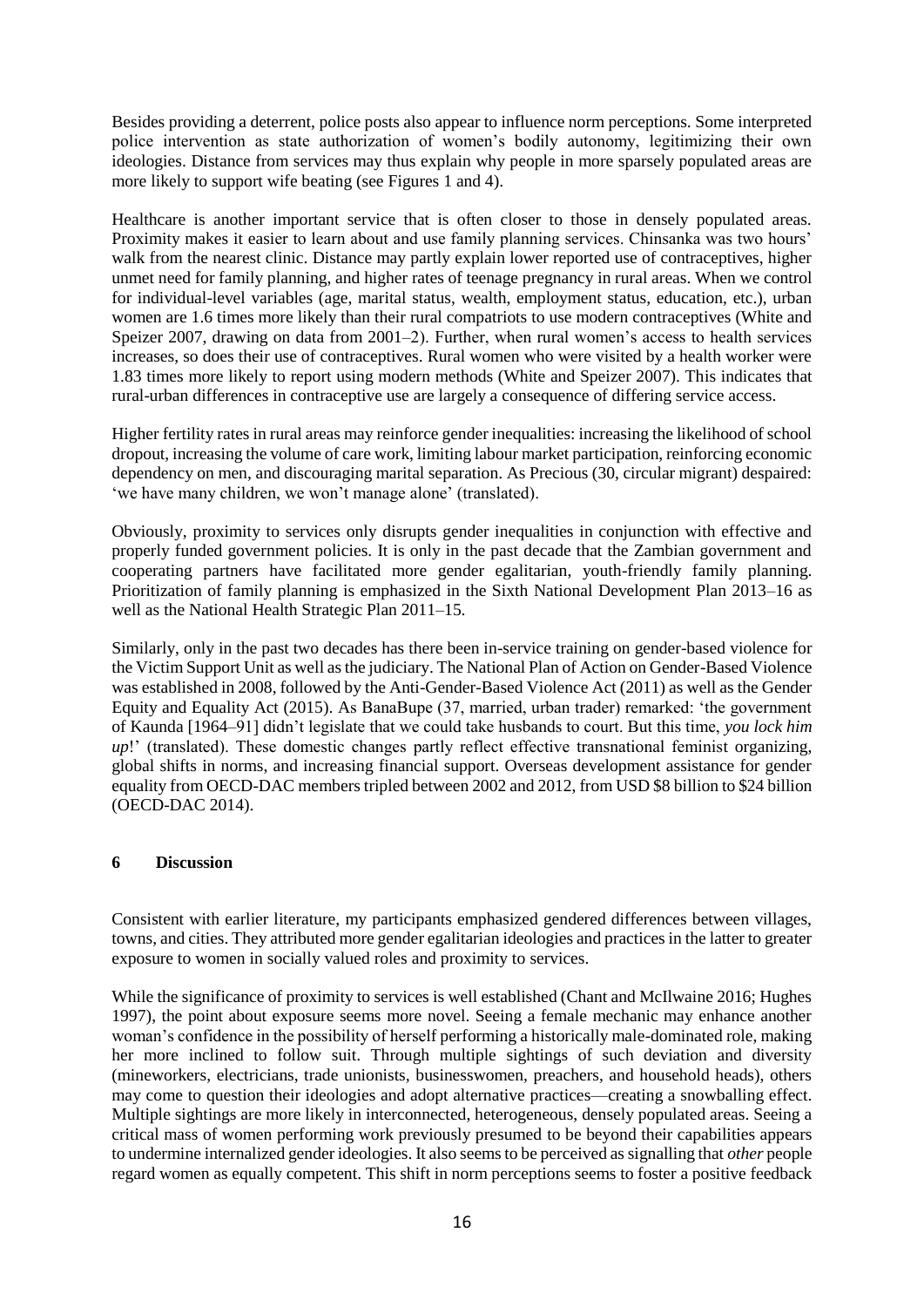Besides providing a deterrent, police posts also appear to influence norm perceptions. Some interpreted police intervention as state authorization of women's bodily autonomy, legitimizing their own ideologies. Distance from services may thus explain why people in more sparsely populated areas are more likely to support wife beating (see Figures 1 and 4).

Healthcare is another important service that is often closer to those in densely populated areas. Proximity makes it easier to learn about and use family planning services. Chinsanka was two hours' walk from the nearest clinic. Distance may partly explain lower reported use of contraceptives, higher unmet need for family planning, and higher rates of teenage pregnancy in rural areas. When we control for individual-level variables (age, marital status, wealth, employment status, education, etc.), urban women are 1.6 times more likely than their rural compatriots to use modern contraceptives (White and Speizer 2007, drawing on data from 2001–2). Further, when rural women's access to health services increases, so does their use of contraceptives. Rural women who were visited by a health worker were 1.83 times more likely to report using modern methods (White and Speizer 2007). This indicates that rural-urban differences in contraceptive use are largely a consequence of differing service access.

Higher fertility rates in rural areas may reinforce gender inequalities: increasing the likelihood of school dropout, increasing the volume of care work, limiting labour market participation, reinforcing economic dependency on men, and discouraging marital separation. As Precious (30, circular migrant) despaired: 'we have many children, we won't manage alone' (translated).

Obviously, proximity to services only disrupts gender inequalities in conjunction with effective and properly funded government policies. It is only in the past decade that the Zambian government and cooperating partners have facilitated more gender egalitarian, youth-friendly family planning. Prioritization of family planning is emphasized in the Sixth National Development Plan 2013–16 as well as the National Health Strategic Plan 2011–15.

Similarly, only in the past two decades has there been in-service training on gender-based violence for the Victim Support Unit as well as the judiciary. The National Plan of Action on Gender-Based Violence was established in 2008, followed by the Anti-Gender-Based Violence Act (2011) as well as the Gender Equity and Equality Act (2015). As BanaBupe (37, married, urban trader) remarked: 'the government of Kaunda [1964–91] didn't legislate that we could take husbands to court. But this time, *you lock him up*!' (translated). These domestic changes partly reflect effective transnational feminist organizing, global shifts in norms, and increasing financial support. Overseas development assistance for gender equality from OECD-DAC members tripled between 2002 and 2012, from USD $8 billion to $24 billion (OECD-DAC 2014).

## 6 Discussion

Consistent with earlier literature, my participants emphasized gendered differences between villages, towns, and cities. They attributed more gender egalitarian ideologies and practices in the latter to greater exposure to women in socially valued roles and proximity to services.

While the significance of proximity to services is well established (Chant and McIlwaine 2016; Hughes 1997), the point about exposure seems more novel. Seeing a female mechanic may enhance another woman's confidence in the possibility of herself performing a historically male-dominated role, making her more inclined to follow suit. Through multiple sightings of such deviation and diversity (mineworkers, electricians, trade unionists, businesswomen, preachers, and household heads), others may come to question their ideologies and adopt alternative practices—creating a snowballing effect. Multiple sightings are more likely in interconnected, heterogeneous, densely populated areas. Seeing a critical mass of women performing work previously presumed to be beyond their capabilities appears to undermine internalized gender ideologies. It also seems to be perceived as signalling that *other* people regard women as equally competent. This shift in norm perceptions seems to foster a positive feedback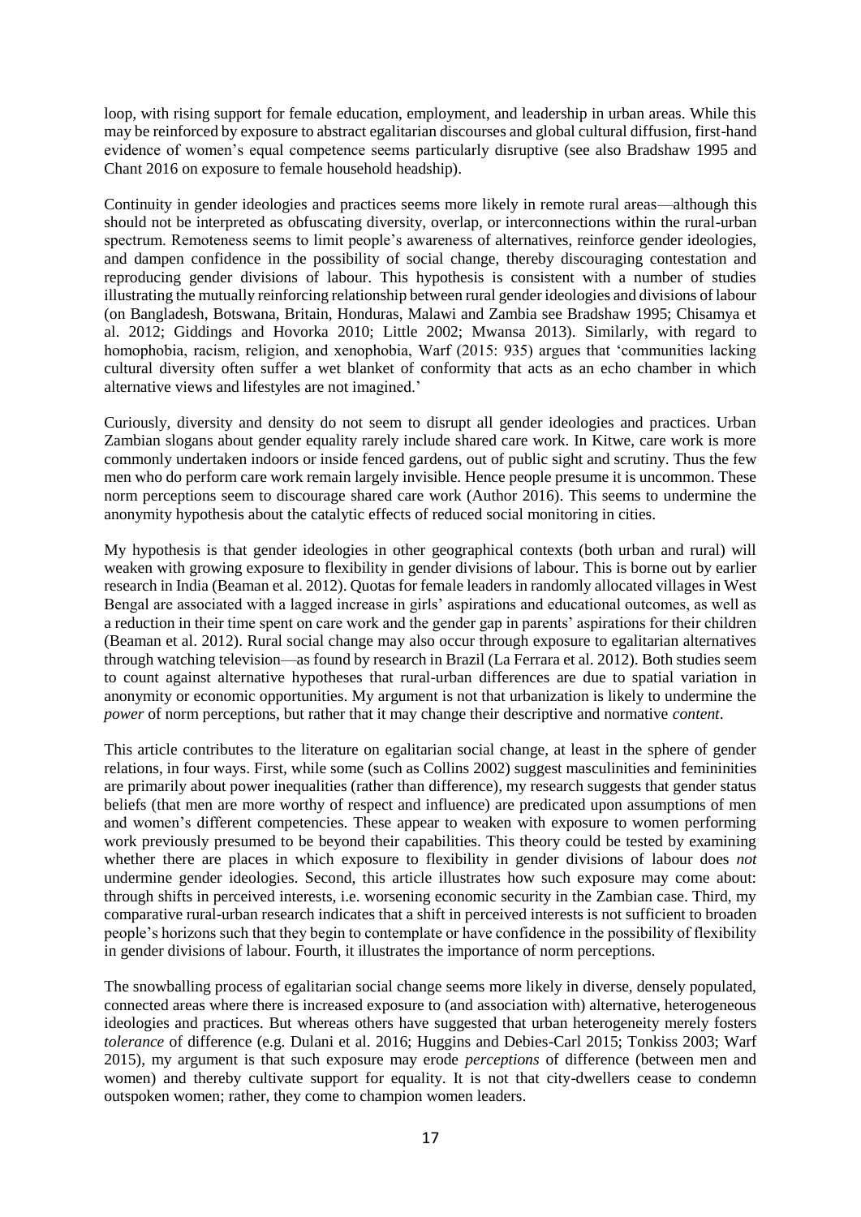loop, with rising support for female education, employment, and leadership in urban areas. While this may be reinforced by exposure to abstract egalitarian discourses and global cultural diffusion, first-hand evidence of women's equal competence seems particularly disruptive (see also Bradshaw 1995 and Chant 2016 on exposure to female household headship).

Continuity in gender ideologies and practices seems more likely in remote rural areas—although this should not be interpreted as obfuscating diversity, overlap, or interconnections within the rural-urban spectrum. Remoteness seems to limit people's awareness of alternatives, reinforce gender ideologies, and dampen confidence in the possibility of social change, thereby discouraging contestation and reproducing gender divisions of labour. This hypothesis is consistent with a number of studies illustrating the mutually reinforcing relationship between rural gender ideologies and divisions of labour (on Bangladesh, Botswana, Britain, Honduras, Malawi and Zambia see Bradshaw 1995; Chisamya et al. 2012; Giddings and Hovorka 2010; Little 2002; Mwansa 2013). Similarly, with regard to homophobia, racism, religion, and xenophobia, Warf (2015: 935) argues that 'communities lacking cultural diversity often suffer a wet blanket of conformity that acts as an echo chamber in which alternative views and lifestyles are not imagined.'

Curiously, diversity and density do not seem to disrupt all gender ideologies and practices. Urban Zambian slogans about gender equality rarely include shared care work. In Kitwe, care work is more commonly undertaken indoors or inside fenced gardens, out of public sight and scrutiny. Thus the few men who do perform care work remain largely invisible. Hence people presume it is uncommon. These norm perceptions seem to discourage shared care work (Author 2016). This seems to undermine the anonymity hypothesis about the catalytic effects of reduced social monitoring in cities.

My hypothesis is that gender ideologies in other geographical contexts (both urban and rural) will weaken with growing exposure to flexibility in gender divisions of labour. This is borne out by earlier research in India (Beaman et al. 2012). Quotas for female leaders in randomly allocated villages in West Bengal are associated with a lagged increase in girls' aspirations and educational outcomes, as well as a reduction in their time spent on care work and the gender gap in parents' aspirations for their children (Beaman et al. 2012). Rural social change may also occur through exposure to egalitarian alternatives through watching television—as found by research in Brazil (La Ferrara et al. 2012). Both studies seem to count against alternative hypotheses that rural-urban differences are due to spatial variation in anonymity or economic opportunities. My argument is not that urbanization is likely to undermine the *power* of norm perceptions, but rather that it may change their descriptive and normative *content*.

This article contributes to the literature on egalitarian social change, at least in the sphere of gender relations, in four ways. First, while some (such as Collins 2002) suggest masculinities and femininities are primarily about power inequalities (rather than difference), my research suggests that gender status beliefs (that men are more worthy of respect and influence) are predicated upon assumptions of men and women's different competencies. These appear to weaken with exposure to women performing work previously presumed to be beyond their capabilities. This theory could be tested by examining whether there are places in which exposure to flexibility in gender divisions of labour does *not* undermine gender ideologies. Second, this article illustrates how such exposure may come about: through shifts in perceived interests, i.e. worsening economic security in the Zambian case. Third, my comparative rural-urban research indicates that a shift in perceived interests is not sufficient to broaden people's horizons such that they begin to contemplate or have confidence in the possibility of flexibility in gender divisions of labour. Fourth, it illustrates the importance of norm perceptions.

The snowballing process of egalitarian social change seems more likely in diverse, densely populated, connected areas where there is increased exposure to (and association with) alternative, heterogeneous ideologies and practices. But whereas others have suggested that urban heterogeneity merely fosters *tolerance* of difference (e.g. Dulani et al. 2016; Huggins and Debies-Carl 2015; Tonkiss 2003; Warf 2015), my argument is that such exposure may erode *perceptions* of difference (between men and women) and thereby cultivate support for equality. It is not that city-dwellers cease to condemn outspoken women; rather, they come to champion women leaders.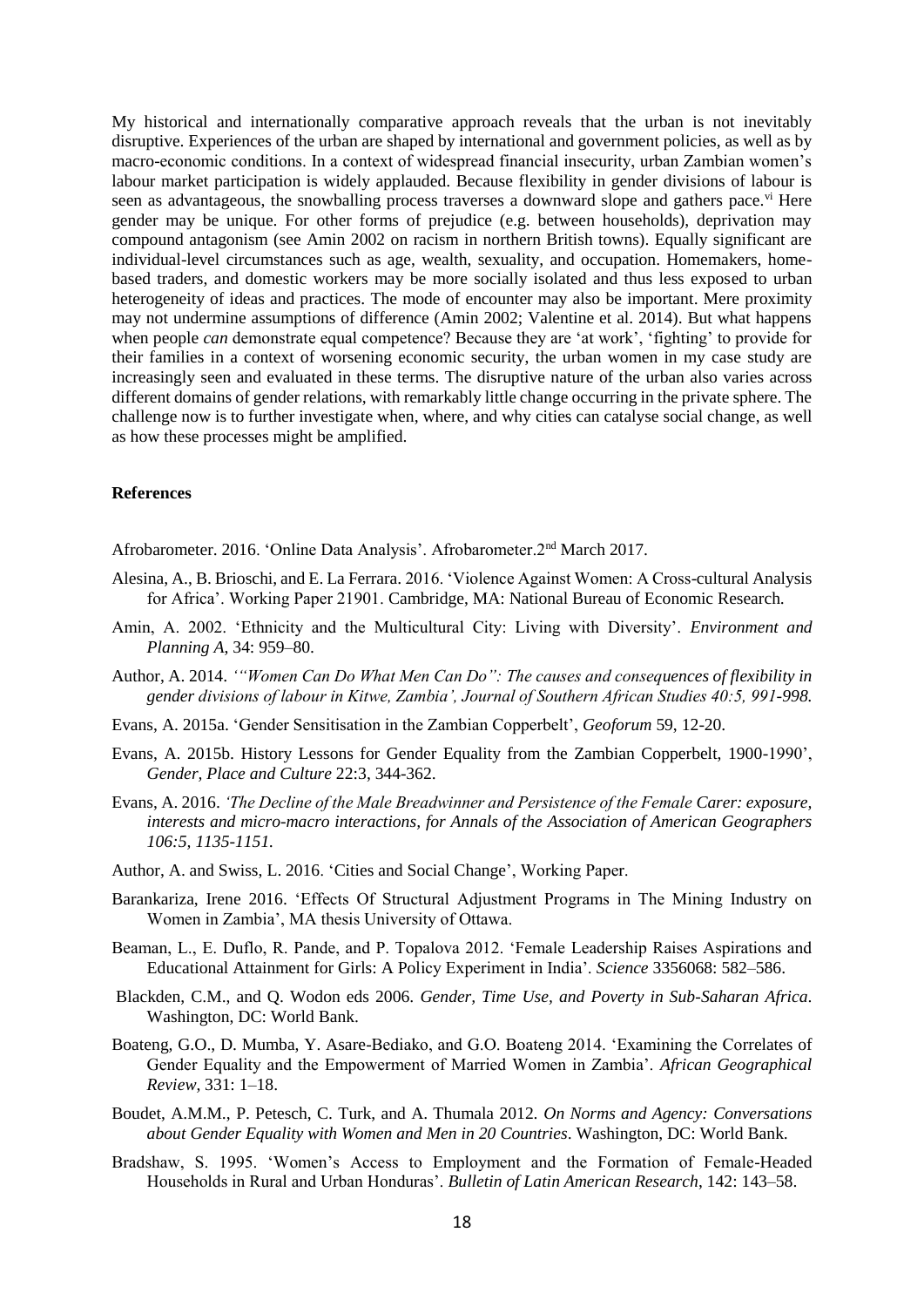My historical and internationally comparative approach reveals that the urban is not inevitably disruptive. Experiences of the urban are shaped by international and government policies, as well as by macro-economic conditions. In a context of widespread financial insecurity, urban Zambian women's labour market participation is widely applauded. Because flexibility in gender divisions of labour is seen as advantageous, the snowballing process traverses a downward slope and gathers pace.[vi] Here gender may be unique. For other forms of prejudice (e.g. between households), deprivation may compound antagonism (see Amin 2002 on racism in northern British towns). Equally significant are individual-level circumstances such as age, wealth, sexuality, and occupation. Homemakers, home-based traders, and domestic workers may be more socially isolated and thus less exposed to urban heterogeneity of ideas and practices. The mode of encounter may also be important. Mere proximity may not undermine assumptions of difference (Amin 2002; Valentine et al. 2014). But what happens when people *can* demonstrate equal competence? Because they are 'at work', 'fighting' to provide for their families in a context of worsening economic security, the urban women in my case study are increasingly seen and evaluated in these terms. The disruptive nature of the urban also varies across different domains of gender relations, with remarkably little change occurring in the private sphere. The challenge now is to further investigate when, where, and why cities can catalyse social change, as well as how these processes might be amplified.

**References**

Afrobarometer. 2016. 'Online Data Analysis'. Afrobarometer.2nd March 2017.

Alesina, A., B. Brioschi, and E. La Ferrara. 2016. 'Violence Against Women: A Cross-cultural Analysis for Africa'. Working Paper 21901. Cambridge, MA: National Bureau of Economic Research.

Amin, A. 2002. 'Ethnicity and the Multicultural City: Living with Diversity'. *Environment and Planning A*, 34: 959–80.

Author, A. 2014. *'"Women Can Do What Men Can Do": The causes and consequences of flexibility in gender divisions of labour in Kitwe, Zambia', Journal of Southern African Studies 40:5, 991-998.*

Evans, A. 2015a. 'Gender Sensitisation in the Zambian Copperbelt', *Geoforum* 59, 12-20.

Evans, A. 2015b. History Lessons for Gender Equality from the Zambian Copperbelt, 1900-1990', *Gender, Place and Culture* 22:3, 344-362.

Evans, A. 2016. *'The Decline of the Male Breadwinner and Persistence of the Female Carer: exposure, interests and micro-macro interactions, for Annals of the Association of American Geographers 106:5, 1135-1151.*

Author, A. and Swiss, L. 2016. 'Cities and Social Change', Working Paper.

Barankariza, Irene 2016. 'Effects Of Structural Adjustment Programs in The Mining Industry on Women in Zambia', MA thesis University of Ottawa.

Beaman, L., E. Duflo, R. Pande, and P. Topalova 2012. 'Female Leadership Raises Aspirations and Educational Attainment for Girls: A Policy Experiment in India'. *Science* 3356068: 582–586.

Blackden, C.M., and Q. Wodon eds 2006. *Gender, Time Use, and Poverty in Sub-Saharan Africa*. Washington, DC: World Bank.

Boateng, G.O., D. Mumba, Y. Asare-Bediako, and G.O. Boateng 2014. 'Examining the Correlates of Gender Equality and the Empowerment of Married Women in Zambia'. *African Geographical Review*, 331: 1–18.

Boudet, A.M.M., P. Petesch, C. Turk, and A. Thumala 2012. *On Norms and Agency: Conversations about Gender Equality with Women and Men in 20 Countries*. Washington, DC: World Bank.

Bradshaw, S. 1995. 'Women's Access to Employment and the Formation of Female-Headed Households in Rural and Urban Honduras'. *Bulletin of Latin American Research*, 142: 143–58.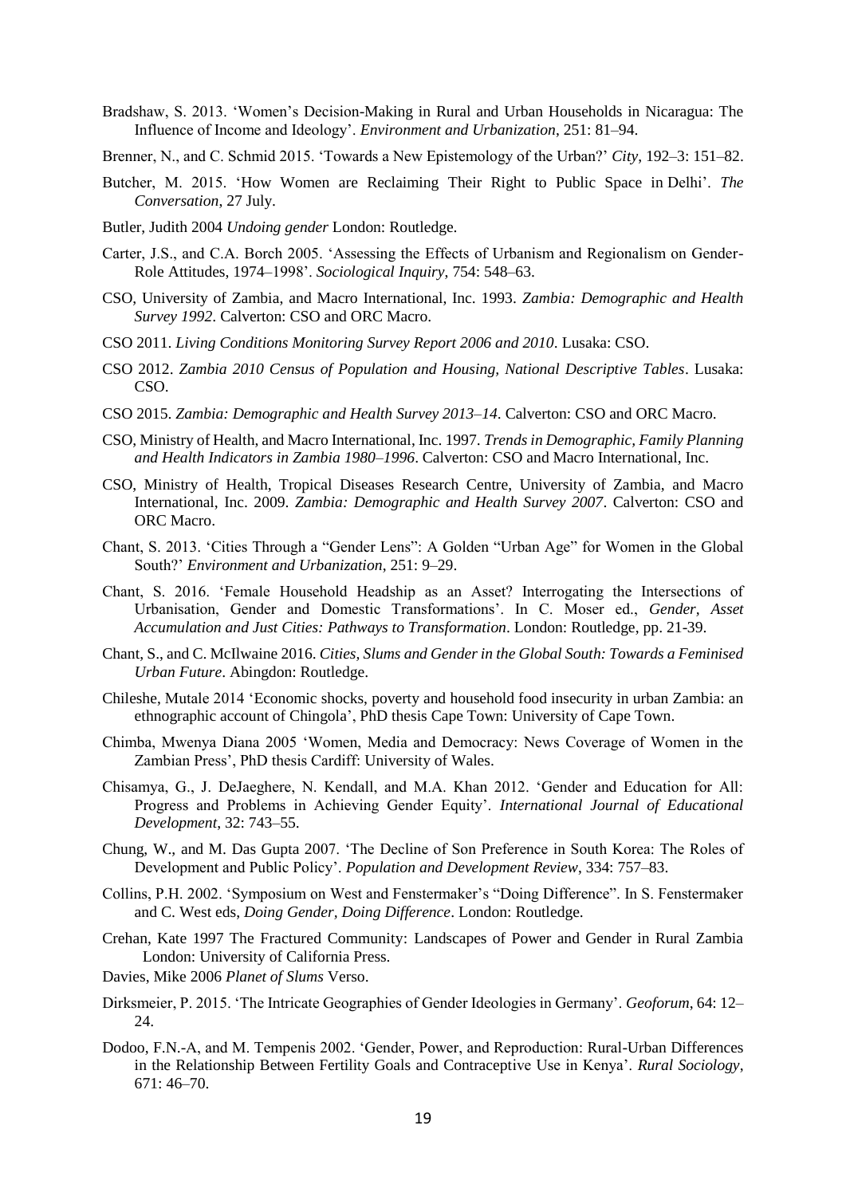Bradshaw, S. 2013. 'Women's Decision-Making in Rural and Urban Households in Nicaragua: The Influence of Income and Ideology'. *Environment and Urbanization*, 251: 81–94.

Brenner, N., and C. Schmid 2015. 'Towards a New Epistemology of the Urban?' *City*, 192–3: 151–82.

Butcher, M. 2015. 'How Women are Reclaiming Their Right to Public Space in Delhi'. *The Conversation*, 27 July.

Butler, Judith 2004 *Undoing gender* London: Routledge.

Carter, J.S., and C.A. Borch 2005. 'Assessing the Effects of Urbanism and Regionalism on Gender-Role Attitudes, 1974–1998'. *Sociological Inquiry*, 754: 548–63.

CSO, University of Zambia, and Macro International, Inc. 1993. *Zambia: Demographic and Health Survey 1992*. Calverton: CSO and ORC Macro.

CSO 2011. *Living Conditions Monitoring Survey Report 2006 and 2010*. Lusaka: CSO.

CSO 2012. *Zambia 2010 Census of Population and Housing, National Descriptive Tables*. Lusaka: CSO.

CSO 2015. *Zambia: Demographic and Health Survey 2013–14*. Calverton: CSO and ORC Macro.

CSO, Ministry of Health, and Macro International, Inc. 1997. *Trends in Demographic, Family Planning and Health Indicators in Zambia 1980–1996*. Calverton: CSO and Macro International, Inc.

CSO, Ministry of Health, Tropical Diseases Research Centre, University of Zambia, and Macro International, Inc. 2009. *Zambia: Demographic and Health Survey 2007*. Calverton: CSO and ORC Macro.

Chant, S. 2013. 'Cities Through a "Gender Lens": A Golden "Urban Age" for Women in the Global South?' *Environment and Urbanization*, 251: 9–29.

Chant, S. 2016. 'Female Household Headship as an Asset? Interrogating the Intersections of Urbanisation, Gender and Domestic Transformations'. In C. Moser ed., *Gender, Asset Accumulation and Just Cities: Pathways to Transformation*. London: Routledge, pp. 21-39.

Chant, S., and C. McIlwaine 2016. *Cities, Slums and Gender in the Global South: Towards a Feminised Urban Future*. Abingdon: Routledge.

Chileshe, Mutale 2014 'Economic shocks, poverty and household food insecurity in urban Zambia: an ethnographic account of Chingola', PhD thesis Cape Town: University of Cape Town.

Chimba, Mwenya Diana 2005 'Women, Media and Democracy: News Coverage of Women in the Zambian Press', PhD thesis Cardiff: University of Wales.

Chisamya, G., J. DeJaeghere, N. Kendall, and M.A. Khan 2012. 'Gender and Education for All: Progress and Problems in Achieving Gender Equity'. *International Journal of Educational Development*, 32: 743–55.

Chung, W., and M. Das Gupta 2007. 'The Decline of Son Preference in South Korea: The Roles of Development and Public Policy'. *Population and Development Review*, 334: 757–83.

Collins, P.H. 2002. 'Symposium on West and Fenstermaker's "Doing Difference". In S. Fenstermaker and C. West eds, *Doing Gender, Doing Difference*. London: Routledge.

Crehan, Kate 1997 The Fractured Community: Landscapes of Power and Gender in Rural Zambia London: University of California Press.

Davies, Mike 2006 *Planet of Slums* Verso.

Dirksmeier, P. 2015. 'The Intricate Geographies of Gender Ideologies in Germany'. *Geoforum*, 64: 12–24.

Dodoo, F.N.-A, and M. Tempenis 2002. 'Gender, Power, and Reproduction: Rural-Urban Differences in the Relationship Between Fertility Goals and Contraceptive Use in Kenya'. *Rural Sociology*, 671: 46–70.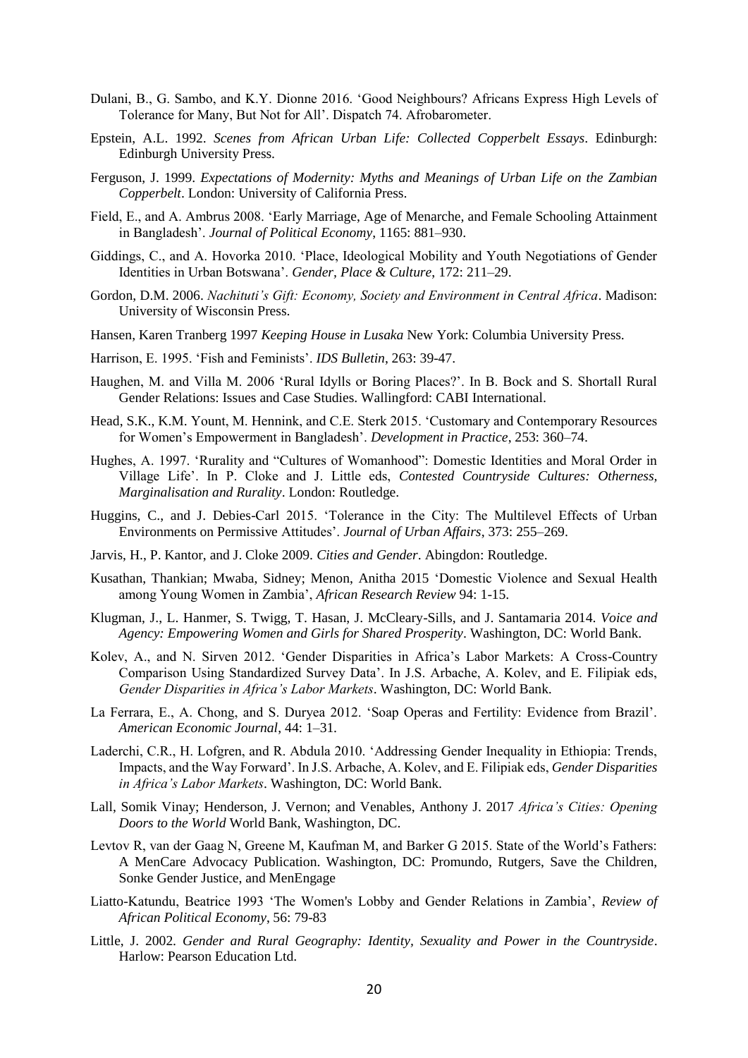Dulani, B., G. Sambo, and K.Y. Dionne 2016. 'Good Neighbours? Africans Express High Levels of Tolerance for Many, But Not for All'. Dispatch 74. Afrobarometer.

Epstein, A.L. 1992. *Scenes from African Urban Life: Collected Copperbelt Essays*. Edinburgh: Edinburgh University Press.

Ferguson, J. 1999. *Expectations of Modernity: Myths and Meanings of Urban Life on the Zambian Copperbelt*. London: University of California Press.

Field, E., and A. Ambrus 2008. 'Early Marriage, Age of Menarche, and Female Schooling Attainment in Bangladesh'. *Journal of Political Economy*, 1165: 881–930.

Giddings, C., and A. Hovorka 2010. 'Place, Ideological Mobility and Youth Negotiations of Gender Identities in Urban Botswana'. *Gender, Place & Culture*, 172: 211–29.

Gordon, D.M. 2006. *Nachituti's Gift: Economy, Society and Environment in Central Africa*. Madison: University of Wisconsin Press.

Hansen, Karen Tranberg 1997 *Keeping House in Lusaka* New York: Columbia University Press.

Harrison, E. 1995. 'Fish and Feminists'. *IDS Bulletin*, 263: 39-47.

Haughen, M. and Villa M. 2006 'Rural Idylls or Boring Places?'. In B. Bock and S. Shortall Rural Gender Relations: Issues and Case Studies. Wallingford: CABI International.

Head, S.K., K.M. Yount, M. Hennink, and C.E. Sterk 2015. 'Customary and Contemporary Resources for Women's Empowerment in Bangladesh'. *Development in Practice*, 253: 360–74.

Hughes, A. 1997. 'Rurality and "Cultures of Womanhood": Domestic Identities and Moral Order in Village Life'. In P. Cloke and J. Little eds, *Contested Countryside Cultures: Otherness, Marginalisation and Rurality*. London: Routledge.

Huggins, C., and J. Debies-Carl 2015. 'Tolerance in the City: The Multilevel Effects of Urban Environments on Permissive Attitudes'. *Journal of Urban Affairs*, 373: 255–269.

Jarvis, H., P. Kantor, and J. Cloke 2009. *Cities and Gender*. Abingdon: Routledge.

Kusathan, Thankian; Mwaba, Sidney; Menon, Anitha 2015 'Domestic Violence and Sexual Health among Young Women in Zambia', *African Research Review* 94: 1-15.

Klugman, J., L. Hanmer, S. Twigg, T. Hasan, J. McCleary-Sills, and J. Santamaria 2014. *Voice and Agency: Empowering Women and Girls for Shared Prosperity*. Washington, DC: World Bank.

Kolev, A., and N. Sirven 2012. 'Gender Disparities in Africa's Labor Markets: A Cross-Country Comparison Using Standardized Survey Data'. In J.S. Arbache, A. Kolev, and E. Filipiak eds, *Gender Disparities in Africa's Labor Markets*. Washington, DC: World Bank.

La Ferrara, E., A. Chong, and S. Duryea 2012. 'Soap Operas and Fertility: Evidence from Brazil'. *American Economic Journal*, 44: 1–31.

Laderchi, C.R., H. Lofgren, and R. Abdula 2010. 'Addressing Gender Inequality in Ethiopia: Trends, Impacts, and the Way Forward'. In J.S. Arbache, A. Kolev, and E. Filipiak eds, *Gender Disparities in Africa's Labor Markets*. Washington, DC: World Bank.

Lall, Somik Vinay; Henderson, J. Vernon; and Venables, Anthony J. 2017 *Africa's Cities: Opening Doors to the World* World Bank, Washington, DC.

Levtov R, van der Gaag N, Greene M, Kaufman M, and Barker G 2015. State of the World's Fathers: A MenCare Advocacy Publication. Washington, DC: Promundo, Rutgers, Save the Children, Sonke Gender Justice, and MenEngage

Liatto-Katundu, Beatrice 1993 'The Women's Lobby and Gender Relations in Zambia', *Review of African Political Economy*, 56: 79-83

Little, J. 2002. *Gender and Rural Geography: Identity, Sexuality and Power in the Countryside*. Harlow: Pearson Education Ltd.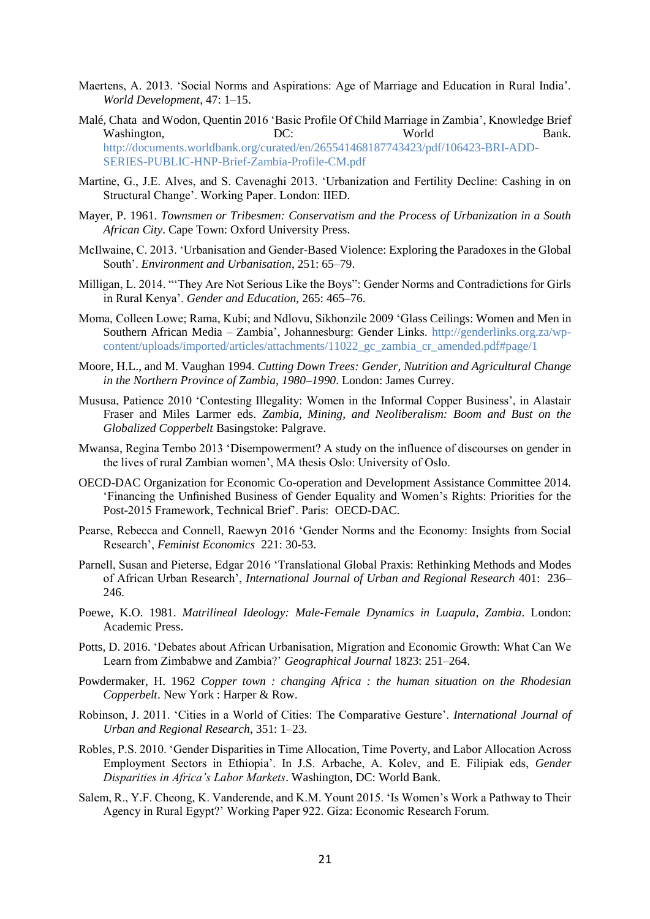Maertens, A. 2013. 'Social Norms and Aspirations: Age of Marriage and Education in Rural India'. *World Development*, 47: 1–15.

Malé, Chata and Wodon, Quentin 2016 'Basic Profile Of Child Marriage in Zambia', Knowledge Brief Washington, DC: World Bank. http://documents.worldbank.org/curated/en/265541468187743423/pdf/106423-BRI-ADD-SERIES-PUBLIC-HNP-Brief-Zambia-Profile-CM.pdf

Martine, G., J.E. Alves, and S. Cavenaghi 2013. 'Urbanization and Fertility Decline: Cashing in on Structural Change'. Working Paper. London: IIED.

Mayer, P. 1961. *Townsmen or Tribesmen: Conservatism and the Process of Urbanization in a South African City*. Cape Town: Oxford University Press.

McIlwaine, C. 2013. 'Urbanisation and Gender-Based Violence: Exploring the Paradoxes in the Global South'. *Environment and Urbanisation*, 251: 65–79.

Milligan, L. 2014. '"They Are Not Serious Like the Boys": Gender Norms and Contradictions for Girls in Rural Kenya'. *Gender and Education*, 265: 465–76.

Moma, Colleen Lowe; Rama, Kubi; and Ndlovu, Sikhonzile 2009 'Glass Ceilings: Women and Men in Southern African Media – Zambia', Johannesburg: Gender Links. http://genderlinks.org.za/wp-content/uploads/imported/articles/attachments/11022_gc_zambia_cr_amended.pdf#page/1

Moore, H.L., and M. Vaughan 1994. *Cutting Down Trees: Gender, Nutrition and Agricultural Change in the Northern Province of Zambia, 1980–1990*. London: James Currey.

Mususa, Patience 2010 'Contesting Illegality: Women in the Informal Copper Business', in Alastair Fraser and Miles Larmer eds. *Zambia, Mining, and Neoliberalism: Boom and Bust on the Globalized Copperbelt* Basingstoke: Palgrave.

Mwansa, Regina Tembo 2013 'Disempowerment? A study on the influence of discourses on gender in the lives of rural Zambian women', MA thesis Oslo: University of Oslo.

OECD-DAC Organization for Economic Co-operation and Development Assistance Committee 2014. 'Financing the Unfinished Business of Gender Equality and Women's Rights: Priorities for the Post-2015 Framework, Technical Brief'. Paris: OECD-DAC.

Pearse, Rebecca and Connell, Raewyn 2016 'Gender Norms and the Economy: Insights from Social Research', *Feminist Economics* 221: 30-53.

Parnell, Susan and Pieterse, Edgar 2016 'Translational Global Praxis: Rethinking Methods and Modes of African Urban Research', *International Journal of Urban and Regional Research* 401: 236–246.

Poewe, K.O. 1981. *Matrilineal Ideology: Male-Female Dynamics in Luapula, Zambia*. London: Academic Press.

Potts, D. 2016. 'Debates about African Urbanisation, Migration and Economic Growth: What Can We Learn from Zimbabwe and Zambia?' *Geographical Journal* 1823: 251–264.

Powdermaker, H. 1962 *Copper town : changing Africa : the human situation on the Rhodesian Copperbelt*. New York : Harper & Row.

Robinson, J. 2011. 'Cities in a World of Cities: The Comparative Gesture'. *International Journal of Urban and Regional Research*, 351: 1–23.

Robles, P.S. 2010. 'Gender Disparities in Time Allocation, Time Poverty, and Labor Allocation Across Employment Sectors in Ethiopia'. In J.S. Arbache, A. Kolev, and E. Filipiak eds, *Gender Disparities in Africa's Labor Markets*. Washington, DC: World Bank.

Salem, R., Y.F. Cheong, K. Vanderende, and K.M. Yount 2015. 'Is Women's Work a Pathway to Their Agency in Rural Egypt?' Working Paper 922. Giza: Economic Research Forum.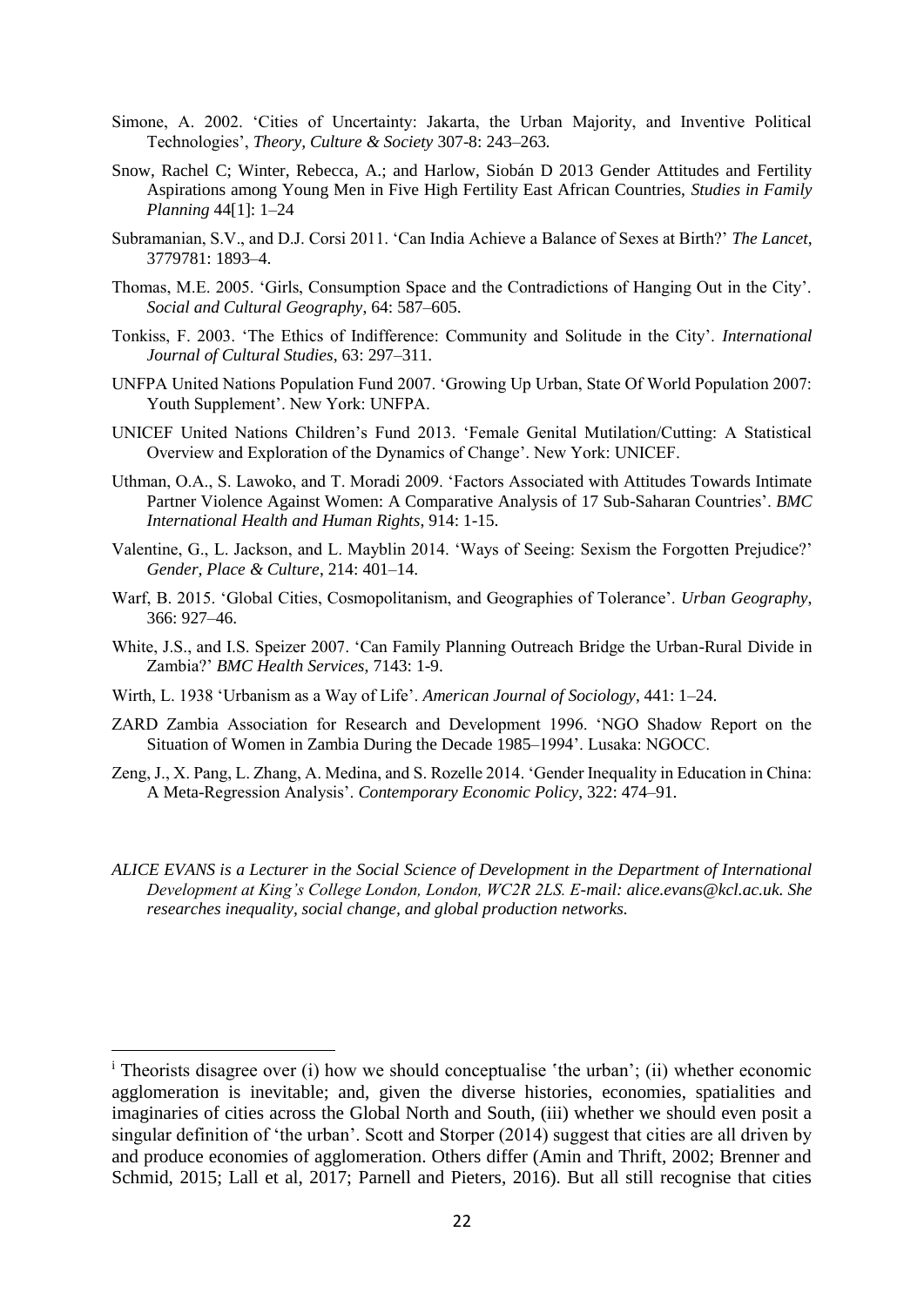Simone, A. 2002. 'Cities of Uncertainty: Jakarta, the Urban Majority, and Inventive Political Technologies', *Theory, Culture & Society* 307-8: 243–263.

Snow, Rachel C; Winter, Rebecca, A.; and Harlow, Siobán D 2013 Gender Attitudes and Fertility Aspirations among Young Men in Five High Fertility East African Countries, *Studies in Family Planning* 44[1]: 1–24

Subramanian, S.V., and D.J. Corsi 2011. 'Can India Achieve a Balance of Sexes at Birth?' *The Lancet*, 3779781: 1893–4.

Thomas, M.E. 2005. 'Girls, Consumption Space and the Contradictions of Hanging Out in the City'. *Social and Cultural Geography*, 64: 587–605.

Tonkiss, F. 2003. 'The Ethics of Indifference: Community and Solitude in the City'. *International Journal of Cultural Studies*, 63: 297–311.

UNFPA United Nations Population Fund 2007. 'Growing Up Urban, State Of World Population 2007: Youth Supplement'. New York: UNFPA.

UNICEF United Nations Children's Fund 2013. 'Female Genital Mutilation/Cutting: A Statistical Overview and Exploration of the Dynamics of Change'. New York: UNICEF.

Uthman, O.A., S. Lawoko, and T. Moradi 2009. 'Factors Associated with Attitudes Towards Intimate Partner Violence Against Women: A Comparative Analysis of 17 Sub-Saharan Countries'. *BMC International Health and Human Rights*, 914: 1-15.

Valentine, G., L. Jackson, and L. Mayblin 2014. 'Ways of Seeing: Sexism the Forgotten Prejudice?' *Gender, Place & Culture*, 214: 401–14.

Warf, B. 2015. 'Global Cities, Cosmopolitanism, and Geographies of Tolerance'. *Urban Geography*, 366: 927–46.

White, J.S., and I.S. Speizer 2007. 'Can Family Planning Outreach Bridge the Urban-Rural Divide in Zambia?' *BMC Health Services*, 7143: 1-9.

Wirth, L. 1938 'Urbanism as a Way of Life'. *American Journal of Sociology*, 441: 1–24.

ZARD Zambia Association for Research and Development 1996. 'NGO Shadow Report on the Situation of Women in Zambia During the Decade 1985–1994'. Lusaka: NGOCC.

Zeng, J., X. Pang, L. Zhang, A. Medina, and S. Rozelle 2014. 'Gender Inequality in Education in China: A Meta-Regression Analysis'. *Contemporary Economic Policy*, 322: 474–91.

*ALICE EVANS is a Lecturer in the Social Science of Development in the Department of International Development at King's College London, London, WC2R 2LS. E-mail: alice.evans@kcl.ac.uk. She researches inequality, social change, and global production networks.*

---

[i] Theorists disagree over (i) how we should conceptualise 'the urban'; (ii) whether economic agglomeration is inevitable; and, given the diverse histories, economies, spatialities and imaginaries of cities across the Global North and South, (iii) whether we should even posit a singular definition of 'the urban'. Scott and Storper (2014) suggest that cities are all driven by and produce economies of agglomeration. Others differ (Amin and Thrift, 2002; Brenner and Schmid, 2015; Lall et al, 2017; Parnell and Pieters, 2016). But all still recognise that cities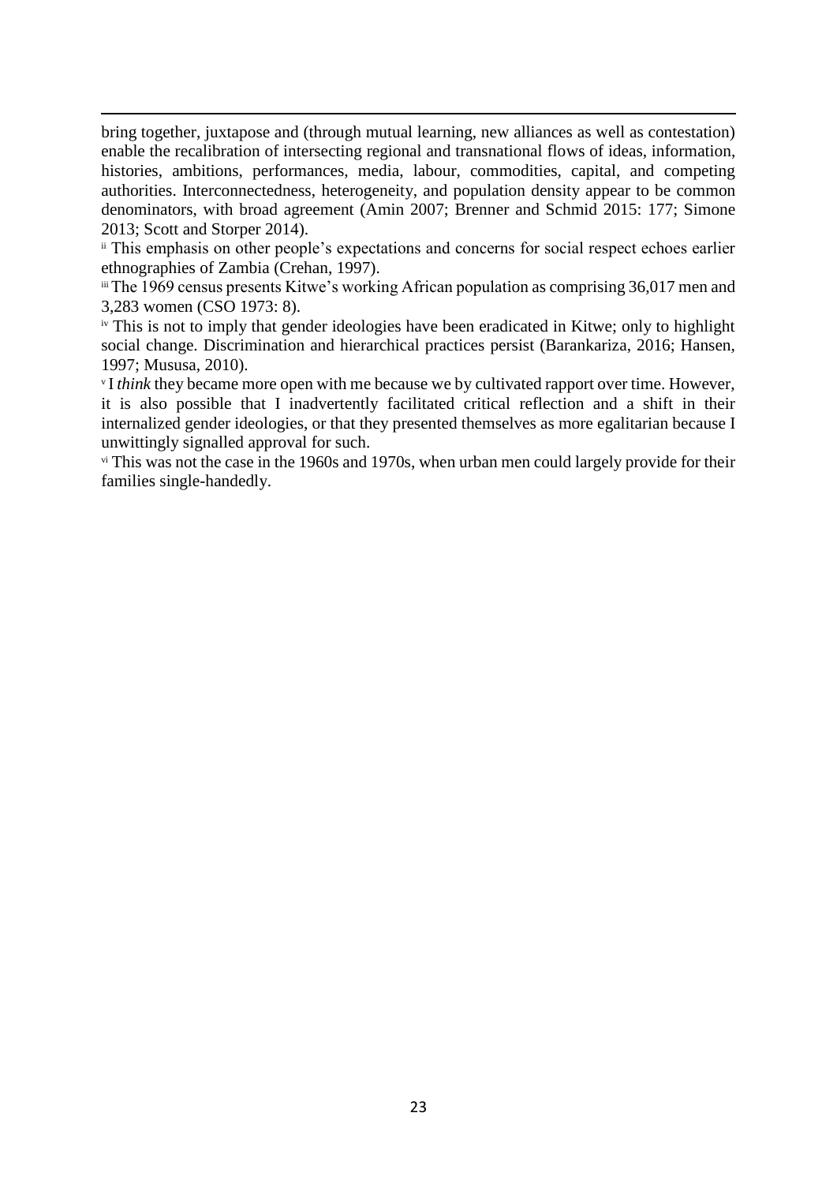bring together, juxtapose and (through mutual learning, new alliances as well as contestation) enable the recalibration of intersecting regional and transnational flows of ideas, information, histories, ambitions, performances, media, labour, commodities, capital, and competing authorities. Interconnectedness, heterogeneity, and population density appear to be common denominators, with broad agreement (Amin 2007; Brenner and Schmid 2015: 177; Simone 2013; Scott and Storper 2014).

[ii] This emphasis on other people's expectations and concerns for social respect echoes earlier ethnographies of Zambia (Crehan, 1997).

[iii] The 1969 census presents Kitwe's working African population as comprising 36,017 men and 3,283 women (CSO 1973: 8).

[iv] This is not to imply that gender ideologies have been eradicated in Kitwe; only to highlight social change. Discrimination and hierarchical practices persist (Barankariza, 2016; Hansen, 1997; Mususa, 2010).

[v] I *think* they became more open with me because we by cultivated rapport over time. However, it is also possible that I inadvertently facilitated critical reflection and a shift in their internalized gender ideologies, or that they presented themselves as more egalitarian because I unwittingly signalled approval for such.

[vi] This was not the case in the 1960s and 1970s, when urban men could largely provide for their families single-handedly.